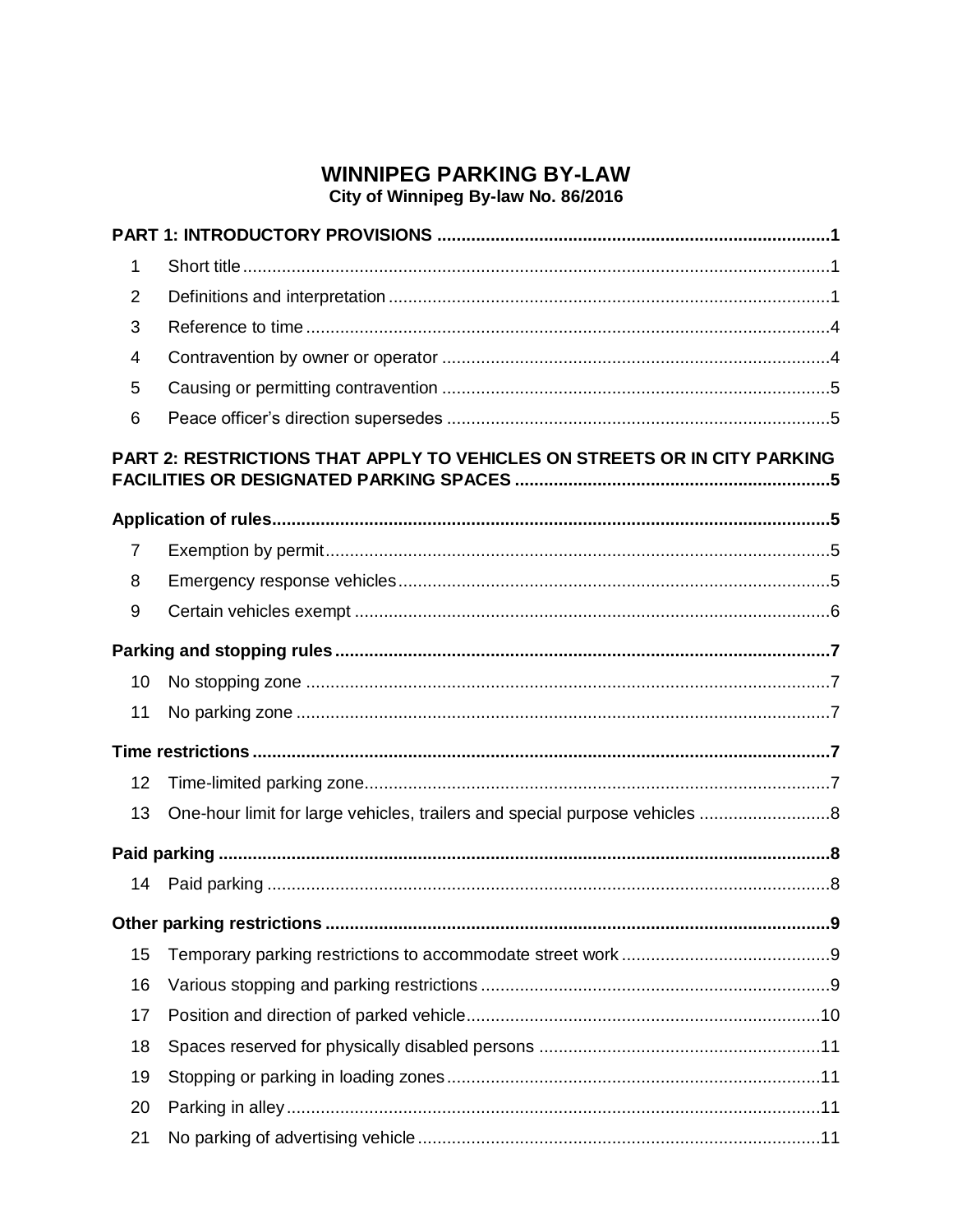# WINNIPEG PARKING BY-LAW

**City of Winnipeg By-law No. 86/2016**

**PART 1: INTRODUCTORY PROVISIONS** .......... 1

1 Short title .......... 1

2 Definitions and interpretation .......... 1

3 Reference to time .......... 4

4 Contravention by owner or operator .......... 4

5 Causing or permitting contravention .......... 5

6 Peace officer's direction supersedes .......... 5

**PART 2: RESTRICTIONS THAT APPLY TO VEHICLES ON STREETS OR IN CITY PARKING FACILITIES OR DESIGNATED PARKING SPACES** .......... 5

**Application of rules** .......... 5

7 Exemption by permit .......... 5

8 Emergency response vehicles .......... 5

9 Certain vehicles exempt .......... 6

**Parking and stopping rules** .......... 7

10 No stopping zone .......... 7

11 No parking zone .......... 7

**Time restrictions** .......... 7

12 Time-limited parking zone .......... 7

13 One-hour limit for large vehicles, trailers and special purpose vehicles .......... 8

**Paid parking** .......... 8

14 Paid parking .......... 8

**Other parking restrictions** .......... 9

15 Temporary parking restrictions to accommodate street work .......... 9

16 Various stopping and parking restrictions .......... 9

17 Position and direction of parked vehicle .......... 10

18 Spaces reserved for physically disabled persons .......... 11

19 Stopping or parking in loading zones .......... 11

20 Parking in alley .......... 11

21 No parking of advertising vehicle .......... 11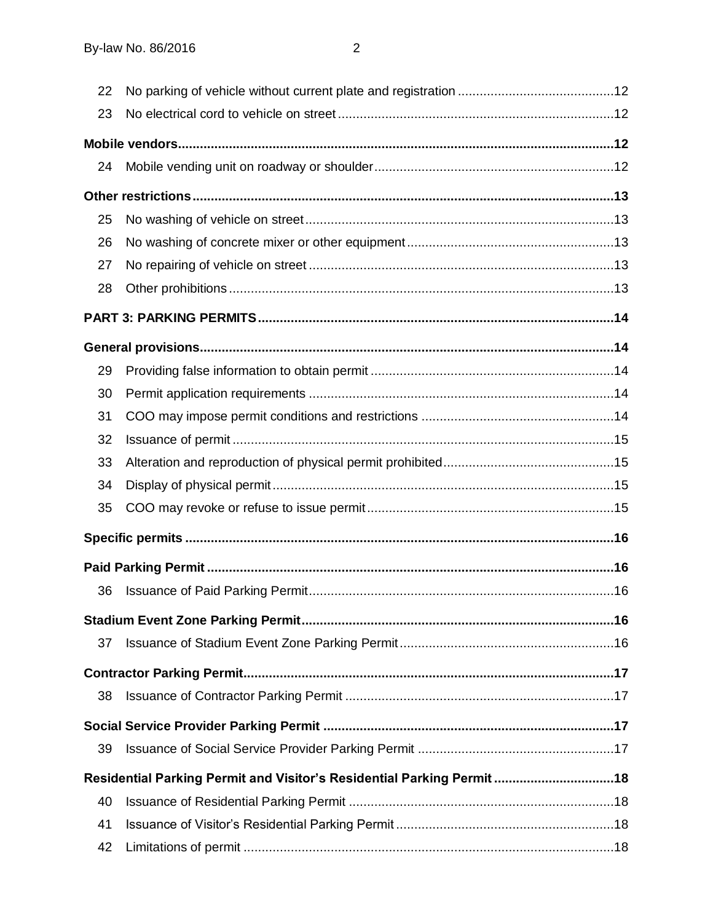| | | |
|---|---|---|
| 22 | No parking of vehicle without current plate and registration | 12 |
| 23 | No electrical cord to vehicle on street | 12 |
| **Mobile vendors** | | **12** |
| 24 | Mobile vending unit on roadway or shoulder | 12 |
| **Other restrictions** | | **13** |
| 25 | No washing of vehicle on street | 13 |
| 26 | No washing of concrete mixer or other equipment | 13 |
| 27 | No repairing of vehicle on street | 13 |
| 28 | Other prohibitions | 13 |
| **PART 3: PARKING PERMITS** | | **14** |
| **General provisions** | | **14** |
| 29 | Providing false information to obtain permit | 14 |
| 30 | Permit application requirements | 14 |
| 31 | COO may impose permit conditions and restrictions | 14 |
| 32 | Issuance of permit | 15 |
| 33 | Alteration and reproduction of physical permit prohibited | 15 |
| 34 | Display of physical permit | 15 |
| 35 | COO may revoke or refuse to issue permit | 15 |
| **Specific permits** | | **16** |
| **Paid Parking Permit** | | **16** |
| 36 | Issuance of Paid Parking Permit | 16 |
| **Stadium Event Zone Parking Permit** | | **16** |
| 37 | Issuance of Stadium Event Zone Parking Permit | 16 |
| **Contractor Parking Permit** | | **17** |
| 38 | Issuance of Contractor Parking Permit | 17 |
| **Social Service Provider Parking Permit** | | **17** |
| 39 | Issuance of Social Service Provider Parking Permit | 17 |
| **Residential Parking Permit and Visitor's Residential Parking Permit** | | **18** |
| 40 | Issuance of Residential Parking Permit | 18 |
| 41 | Issuance of Visitor's Residential Parking Permit | 18 |
| 42 | Limitations of permit | 18 |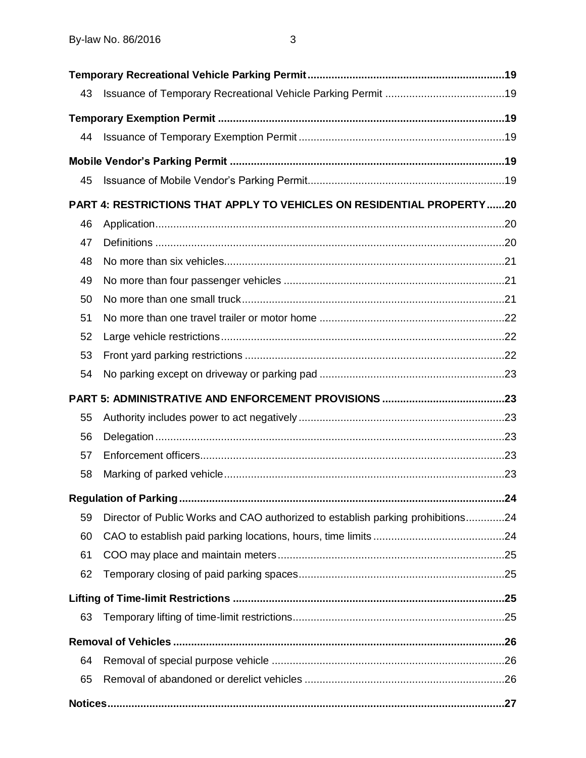**Temporary Recreational Vehicle Parking Permit** ..... 19

43 Issuance of Temporary Recreational Vehicle Parking Permit ..... 19

**Temporary Exemption Permit** ..... 19

44 Issuance of Temporary Exemption Permit ..... 19

**Mobile Vendor's Parking Permit** ..... 19

45 Issuance of Mobile Vendor's Parking Permit ..... 19

**PART 4: RESTRICTIONS THAT APPLY TO VEHICLES ON RESIDENTIAL PROPERTY** ..... 20

46 Application ..... 20

47 Definitions ..... 20

48 No more than six vehicles ..... 21

49 No more than four passenger vehicles ..... 21

50 No more than one small truck ..... 21

51 No more than one travel trailer or motor home ..... 22

52 Large vehicle restrictions ..... 22

53 Front yard parking restrictions ..... 22

54 No parking except on driveway or parking pad ..... 23

**PART 5: ADMINISTRATIVE AND ENFORCEMENT PROVISIONS** ..... 23

55 Authority includes power to act negatively ..... 23

56 Delegation ..... 23

57 Enforcement officers ..... 23

58 Marking of parked vehicle ..... 23

**Regulation of Parking** ..... 24

59 Director of Public Works and CAO authorized to establish parking prohibitions ..... 24

60 CAO to establish paid parking locations, hours, time limits ..... 24

61 COO may place and maintain meters ..... 25

62 Temporary closing of paid parking spaces ..... 25

**Lifting of Time-limit Restrictions** ..... 25

63 Temporary lifting of time-limit restrictions ..... 25

**Removal of Vehicles** ..... 26

64 Removal of special purpose vehicle ..... 26

65 Removal of abandoned or derelict vehicles ..... 26

**Notices** ..... 27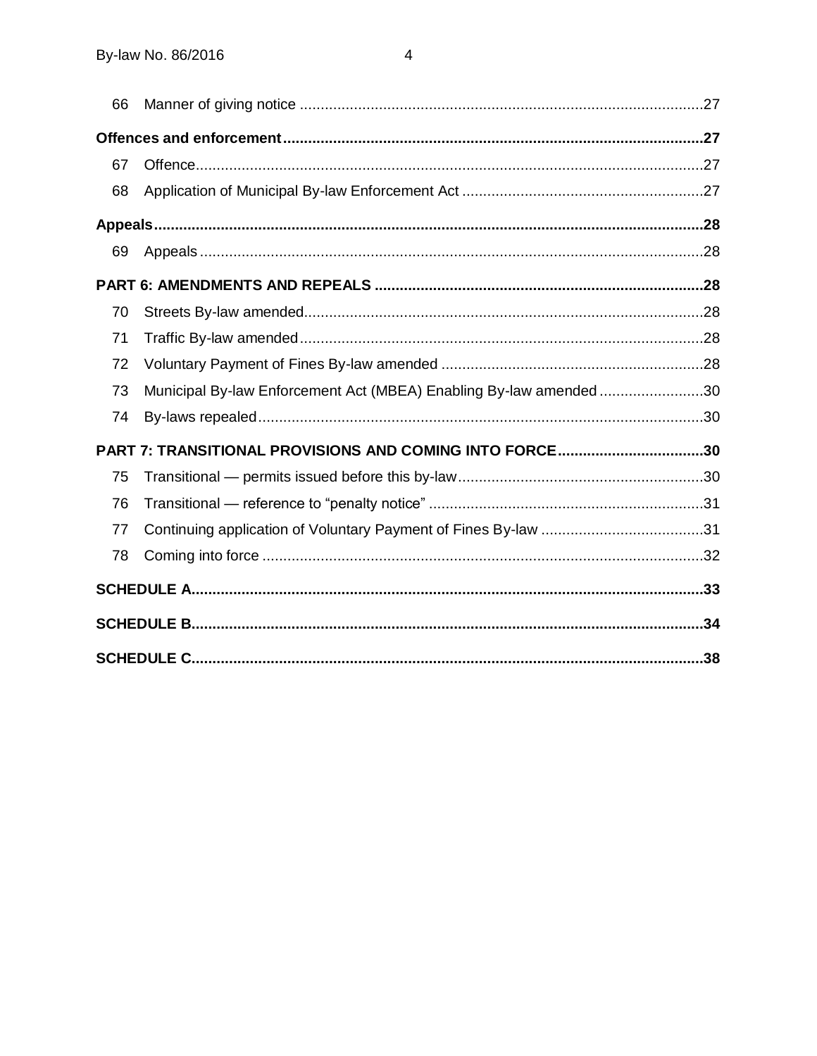| | | |
|---|---|---|
| 66 | Manner of giving notice | 27 |
| **Offences and enforcement** | | **27** |
| 67 | Offence | 27 |
| 68 | Application of Municipal By-law Enforcement Act | 27 |
| **Appeals** | | **28** |
| 69 | Appeals | 28 |
| **PART 6: AMENDMENTS AND REPEALS** | | **28** |
| 70 | Streets By-law amended | 28 |
| 71 | Traffic By-law amended | 28 |
| 72 | Voluntary Payment of Fines By-law amended | 28 |
| 73 | Municipal By-law Enforcement Act (MBEA) Enabling By-law amended | 30 |
| 74 | By-laws repealed | 30 |
| **PART 7: TRANSITIONAL PROVISIONS AND COMING INTO FORCE** | | **30** |
| 75 | Transitional — permits issued before this by-law | 30 |
| 76 | Transitional — reference to "penalty notice" | 31 |
| 77 | Continuing application of Voluntary Payment of Fines By-law | 31 |
| 78 | Coming into force | 32 |
| **SCHEDULE A** | | **33** |
| **SCHEDULE B** | | **34** |
| **SCHEDULE C** | | **38** |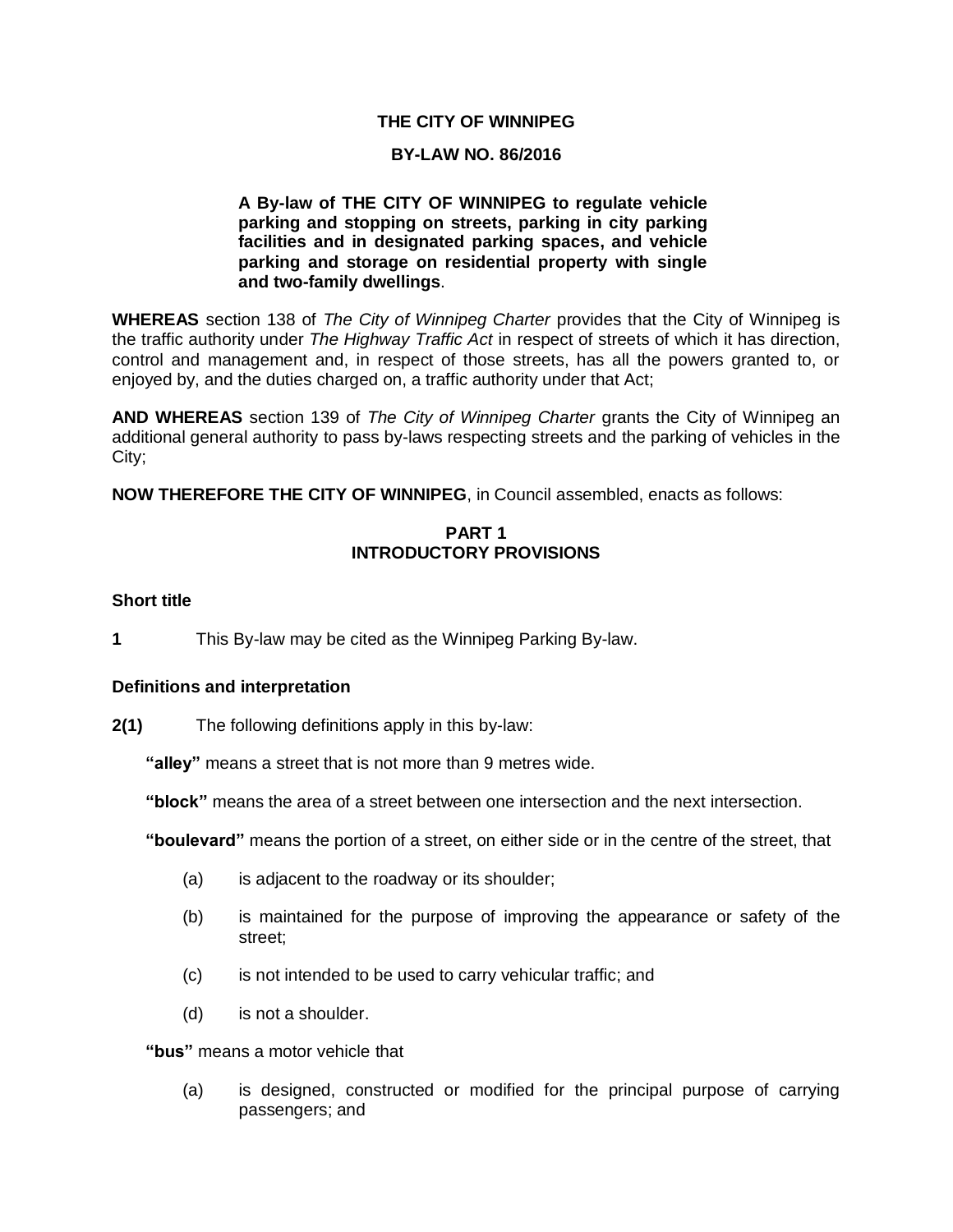**THE CITY OF WINNIPEG**

**BY-LAW NO. 86/2016**

**A By-law of THE CITY OF WINNIPEG to regulate vehicle parking and stopping on streets, parking in city parking facilities and in designated parking spaces, and vehicle parking and storage on residential property with single and two-family dwellings**.

**WHEREAS** section 138 of *The City of Winnipeg Charter* provides that the City of Winnipeg is the traffic authority under *The Highway Traffic Act* in respect of streets of which it has direction, control and management and, in respect of those streets, has all the powers granted to, or enjoyed by, and the duties charged on, a traffic authority under that Act;

**AND WHEREAS** section 139 of *The City of Winnipeg Charter* grants the City of Winnipeg an additional general authority to pass by-laws respecting streets and the parking of vehicles in the City;

**NOW THEREFORE THE CITY OF WINNIPEG**, in Council assembled, enacts as follows:

## PART 1
## INTRODUCTORY PROVISIONS

### Short title

**1** This By-law may be cited as the Winnipeg Parking By-law.

### Definitions and interpretation

**2(1)** The following definitions apply in this by-law:

**"alley"** means a street that is not more than 9 metres wide.

**"block"** means the area of a street between one intersection and the next intersection.

**"boulevard"** means the portion of a street, on either side or in the centre of the street, that

(a) is adjacent to the roadway or its shoulder;

(b) is maintained for the purpose of improving the appearance or safety of the street;

(c) is not intended to be used to carry vehicular traffic; and

(d) is not a shoulder.

**"bus"** means a motor vehicle that

(a) is designed, constructed or modified for the principal purpose of carrying passengers; and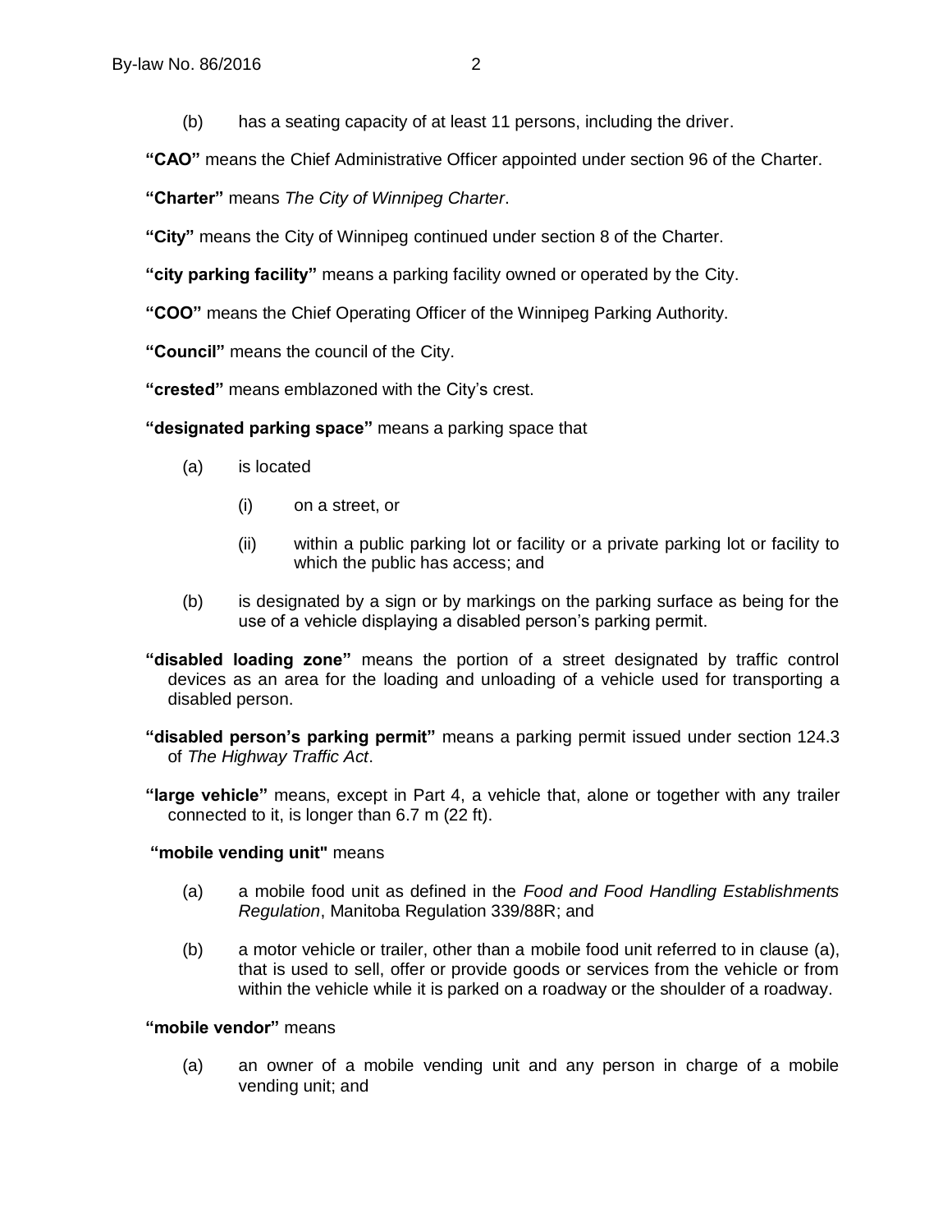(b) has a seating capacity of at least 11 persons, including the driver.

**"CAO"** means the Chief Administrative Officer appointed under section 96 of the Charter.

**"Charter"** means *The City of Winnipeg Charter*.

**"City"** means the City of Winnipeg continued under section 8 of the Charter.

**"city parking facility"** means a parking facility owned or operated by the City.

**"COO"** means the Chief Operating Officer of the Winnipeg Parking Authority.

**"Council"** means the council of the City.

**"crested"** means emblazoned with the City's crest.

**"designated parking space"** means a parking space that

(a) is located

(i) on a street, or

(ii) within a public parking lot or facility or a private parking lot or facility to which the public has access; and

(b) is designated by a sign or by markings on the parking surface as being for the use of a vehicle displaying a disabled person's parking permit.

**"disabled loading zone"** means the portion of a street designated by traffic control devices as an area for the loading and unloading of a vehicle used for transporting a disabled person.

**"disabled person's parking permit"** means a parking permit issued under section 124.3 of *The Highway Traffic Act*.

**"large vehicle"** means, except in Part 4, a vehicle that, alone or together with any trailer connected to it, is longer than 6.7 m (22 ft).

**"mobile vending unit"** means

(a) a mobile food unit as defined in the *Food and Food Handling Establishments Regulation*, Manitoba Regulation 339/88R; and

(b) a motor vehicle or trailer, other than a mobile food unit referred to in clause (a), that is used to sell, offer or provide goods or services from the vehicle or from within the vehicle while it is parked on a roadway or the shoulder of a roadway.

**"mobile vendor"** means

(a) an owner of a mobile vending unit and any person in charge of a mobile vending unit; and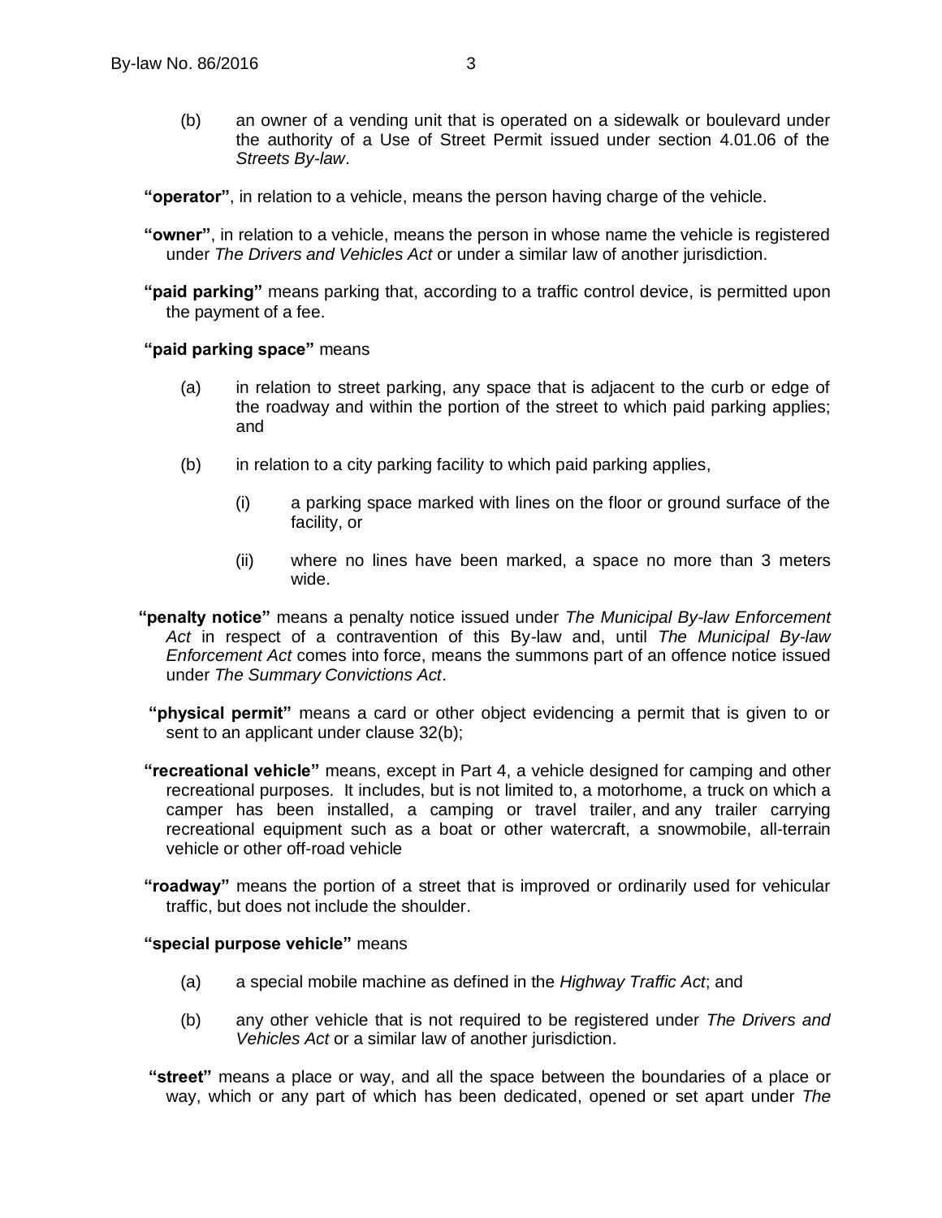(b) an owner of a vending unit that is operated on a sidewalk or boulevard under the authority of a Use of Street Permit issued under section 4.01.06 of the *Streets By-law*.

**"operator"**, in relation to a vehicle, means the person having charge of the vehicle.

**"owner"**, in relation to a vehicle, means the person in whose name the vehicle is registered under *The Drivers and Vehicles Act* or under a similar law of another jurisdiction.

**"paid parking"** means parking that, according to a traffic control device, is permitted upon the payment of a fee.

**"paid parking space"** means

(a) in relation to street parking, any space that is adjacent to the curb or edge of the roadway and within the portion of the street to which paid parking applies; and

(b) in relation to a city parking facility to which paid parking applies,

(i) a parking space marked with lines on the floor or ground surface of the facility, or

(ii) where no lines have been marked, a space no more than 3 meters wide.

**"penalty notice"** means a penalty notice issued under *The Municipal By-law Enforcement Act* in respect of a contravention of this By-law and, until *The Municipal By-law Enforcement Act* comes into force, means the summons part of an offence notice issued under *The Summary Convictions Act*.

**"physical permit"** means a card or other object evidencing a permit that is given to or sent to an applicant under clause 32(b);

**"recreational vehicle"** means, except in Part 4, a vehicle designed for camping and other recreational purposes. It includes, but is not limited to, a motorhome, a truck on which a camper has been installed, a camping or travel trailer, and any trailer carrying recreational equipment such as a boat or other watercraft, a snowmobile, all-terrain vehicle or other off-road vehicle

**"roadway"** means the portion of a street that is improved or ordinarily used for vehicular traffic, but does not include the shoulder.

**"special purpose vehicle"** means

(a) a special mobile machine as defined in the *Highway Traffic Act*; and

(b) any other vehicle that is not required to be registered under *The Drivers and Vehicles Act* or a similar law of another jurisdiction.

**"street"** means a place or way, and all the space between the boundaries of a place or way, which or any part of which has been dedicated, opened or set apart under *The*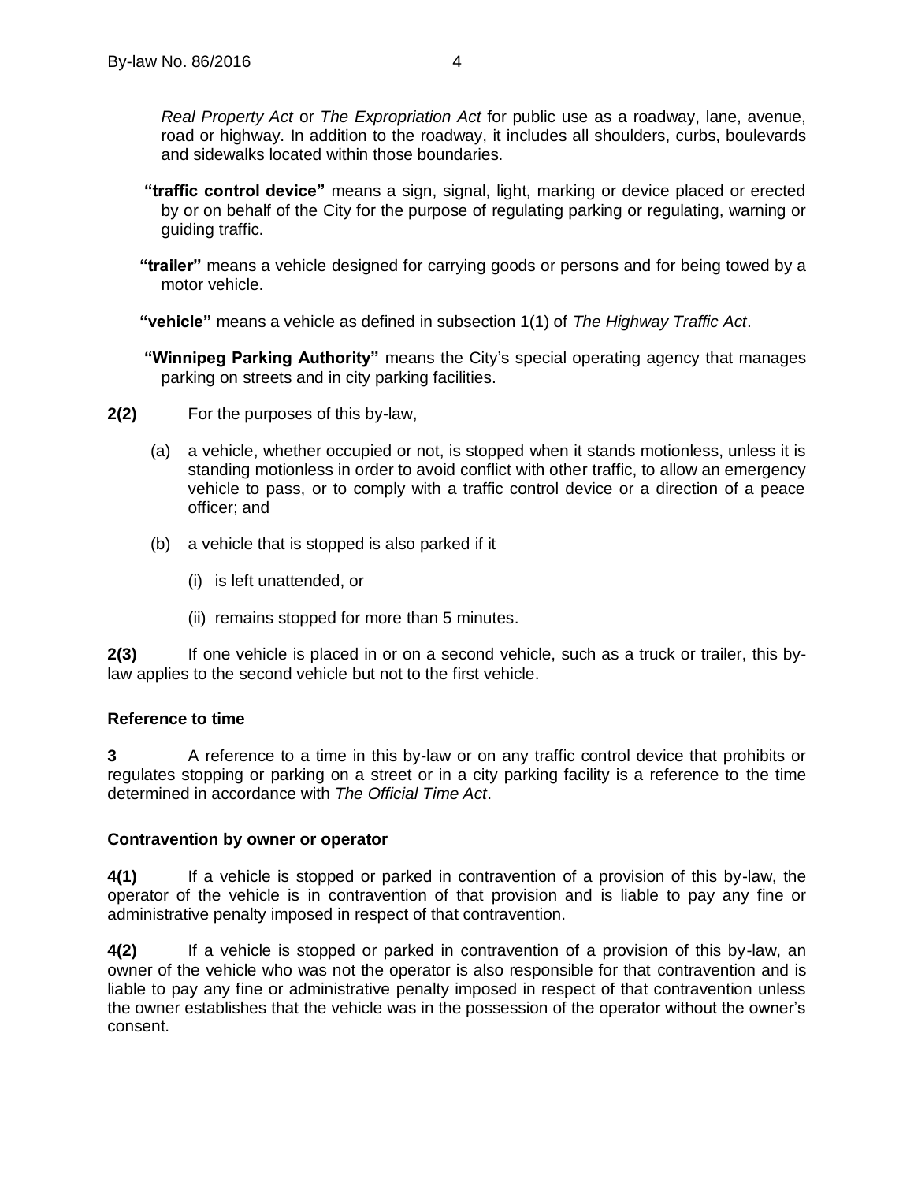*Real Property Act* or *The Expropriation Act* for public use as a roadway, lane, avenue, road or highway. In addition to the roadway, it includes all shoulders, curbs, boulevards and sidewalks located within those boundaries.

**"traffic control device"** means a sign, signal, light, marking or device placed or erected by or on behalf of the City for the purpose of regulating parking or regulating, warning or guiding traffic.

**"trailer"** means a vehicle designed for carrying goods or persons and for being towed by a motor vehicle.

**"vehicle"** means a vehicle as defined in subsection 1(1) of *The Highway Traffic Act*.

**"Winnipeg Parking Authority"** means the City's special operating agency that manages parking on streets and in city parking facilities.

**2(2)** For the purposes of this by-law,

(a) a vehicle, whether occupied or not, is stopped when it stands motionless, unless it is standing motionless in order to avoid conflict with other traffic, to allow an emergency vehicle to pass, or to comply with a traffic control device or a direction of a peace officer; and

(b) a vehicle that is stopped is also parked if it

(i) is left unattended, or

(ii) remains stopped for more than 5 minutes.

**2(3)** If one vehicle is placed in or on a second vehicle, such as a truck or trailer, this by-law applies to the second vehicle but not to the first vehicle.

**Reference to time**

**3** A reference to a time in this by-law or on any traffic control device that prohibits or regulates stopping or parking on a street or in a city parking facility is a reference to the time determined in accordance with *The Official Time Act*.

**Contravention by owner or operator**

**4(1)** If a vehicle is stopped or parked in contravention of a provision of this by-law, the operator of the vehicle is in contravention of that provision and is liable to pay any fine or administrative penalty imposed in respect of that contravention.

**4(2)** If a vehicle is stopped or parked in contravention of a provision of this by-law, an owner of the vehicle who was not the operator is also responsible for that contravention and is liable to pay any fine or administrative penalty imposed in respect of that contravention unless the owner establishes that the vehicle was in the possession of the operator without the owner's consent.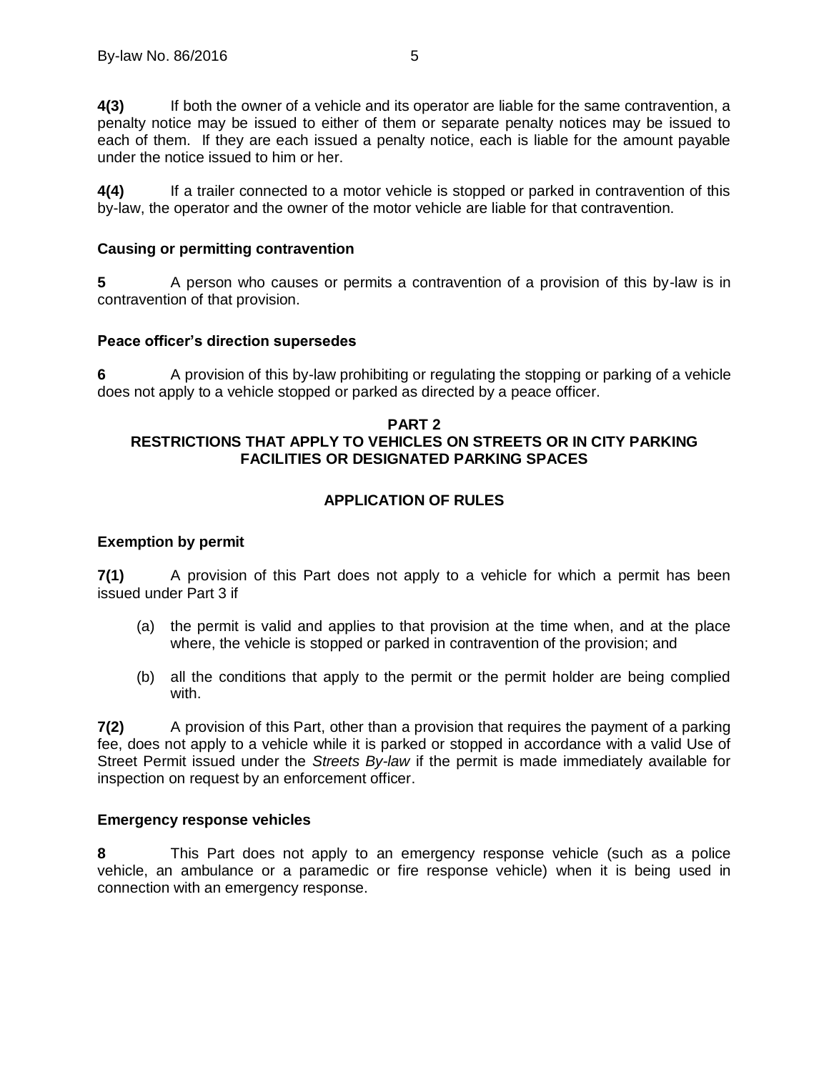**4(3)** If both the owner of a vehicle and its operator are liable for the same contravention, a penalty notice may be issued to either of them or separate penalty notices may be issued to each of them. If they are each issued a penalty notice, each is liable for the amount payable under the notice issued to him or her.

**4(4)** If a trailer connected to a motor vehicle is stopped or parked in contravention of this by-law, the operator and the owner of the motor vehicle are liable for that contravention.

### Causing or permitting contravention

**5** A person who causes or permits a contravention of a provision of this by-law is in contravention of that provision.

### Peace officer's direction supersedes

**6** A provision of this by-law prohibiting or regulating the stopping or parking of a vehicle does not apply to a vehicle stopped or parked as directed by a peace officer.

## PART 2
## RESTRICTIONS THAT APPLY TO VEHICLES ON STREETS OR IN CITY PARKING FACILITIES OR DESIGNATED PARKING SPACES

## APPLICATION OF RULES

### Exemption by permit

**7(1)** A provision of this Part does not apply to a vehicle for which a permit has been issued under Part 3 if

(a) the permit is valid and applies to that provision at the time when, and at the place where, the vehicle is stopped or parked in contravention of the provision; and

(b) all the conditions that apply to the permit or the permit holder are being complied with.

**7(2)** A provision of this Part, other than a provision that requires the payment of a parking fee, does not apply to a vehicle while it is parked or stopped in accordance with a valid Use of Street Permit issued under the *Streets By-law* if the permit is made immediately available for inspection on request by an enforcement officer.

### Emergency response vehicles

**8** This Part does not apply to an emergency response vehicle (such as a police vehicle, an ambulance or a paramedic or fire response vehicle) when it is being used in connection with an emergency response.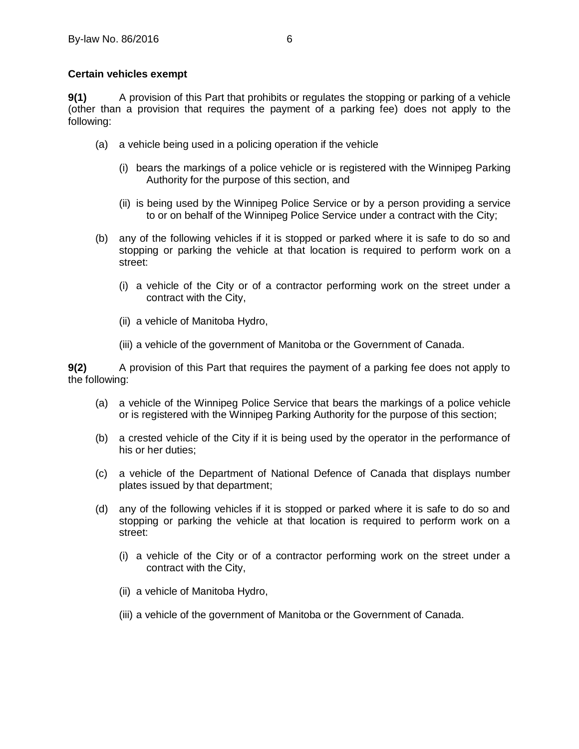**Certain vehicles exempt**

**9(1)** A provision of this Part that prohibits or regulates the stopping or parking of a vehicle (other than a provision that requires the payment of a parking fee) does not apply to the following:

(a) a vehicle being used in a policing operation if the vehicle

(i) bears the markings of a police vehicle or is registered with the Winnipeg Parking Authority for the purpose of this section, and

(ii) is being used by the Winnipeg Police Service or by a person providing a service to or on behalf of the Winnipeg Police Service under a contract with the City;

(b) any of the following vehicles if it is stopped or parked where it is safe to do so and stopping or parking the vehicle at that location is required to perform work on a street:

(i) a vehicle of the City or of a contractor performing work on the street under a contract with the City,

(ii) a vehicle of Manitoba Hydro,

(iii) a vehicle of the government of Manitoba or the Government of Canada.

**9(2)** A provision of this Part that requires the payment of a parking fee does not apply to the following:

(a) a vehicle of the Winnipeg Police Service that bears the markings of a police vehicle or is registered with the Winnipeg Parking Authority for the purpose of this section;

(b) a crested vehicle of the City if it is being used by the operator in the performance of his or her duties;

(c) a vehicle of the Department of National Defence of Canada that displays number plates issued by that department;

(d) any of the following vehicles if it is stopped or parked where it is safe to do so and stopping or parking the vehicle at that location is required to perform work on a street:

(i) a vehicle of the City or of a contractor performing work on the street under a contract with the City,

(ii) a vehicle of Manitoba Hydro,

(iii) a vehicle of the government of Manitoba or the Government of Canada.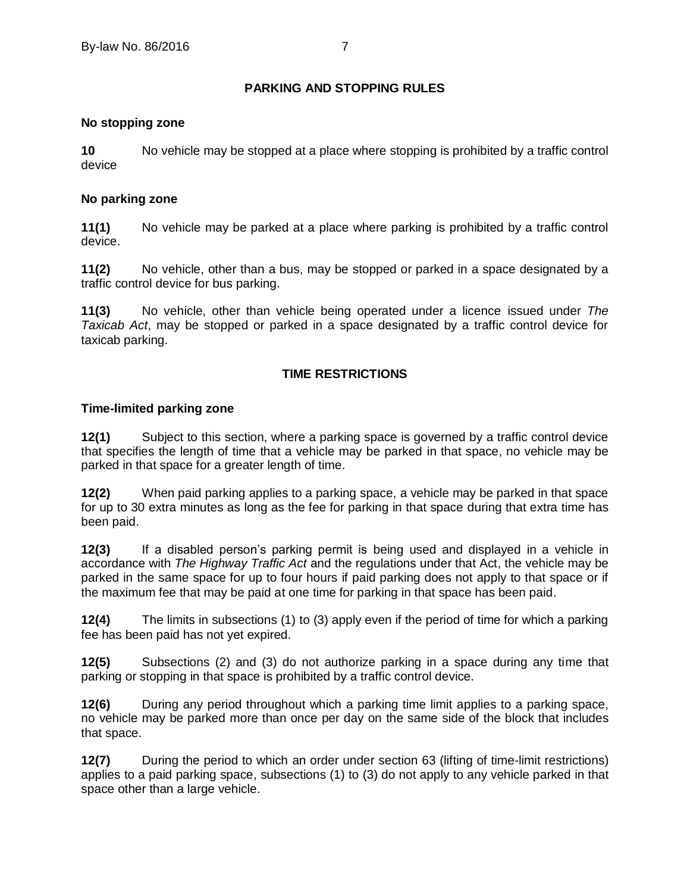## PARKING AND STOPPING RULES

### No stopping zone

**10** No vehicle may be stopped at a place where stopping is prohibited by a traffic control device

### No parking zone

**11(1)** No vehicle may be parked at a place where parking is prohibited by a traffic control device.

**11(2)** No vehicle, other than a bus, may be stopped or parked in a space designated by a traffic control device for bus parking.

**11(3)** No vehicle, other than vehicle being operated under a licence issued under *The Taxicab Act*, may be stopped or parked in a space designated by a traffic control device for taxicab parking.

## TIME RESTRICTIONS

### Time-limited parking zone

**12(1)** Subject to this section, where a parking space is governed by a traffic control device that specifies the length of time that a vehicle may be parked in that space, no vehicle may be parked in that space for a greater length of time.

**12(2)** When paid parking applies to a parking space, a vehicle may be parked in that space for up to 30 extra minutes as long as the fee for parking in that space during that extra time has been paid.

**12(3)** If a disabled person's parking permit is being used and displayed in a vehicle in accordance with *The Highway Traffic Act* and the regulations under that Act, the vehicle may be parked in the same space for up to four hours if paid parking does not apply to that space or if the maximum fee that may be paid at one time for parking in that space has been paid.

**12(4)** The limits in subsections (1) to (3) apply even if the period of time for which a parking fee has been paid has not yet expired.

**12(5)** Subsections (2) and (3) do not authorize parking in a space during any time that parking or stopping in that space is prohibited by a traffic control device.

**12(6)** During any period throughout which a parking time limit applies to a parking space, no vehicle may be parked more than once per day on the same side of the block that includes that space.

**12(7)** During the period to which an order under section 63 (lifting of time-limit restrictions) applies to a paid parking space, subsections (1) to (3) do not apply to any vehicle parked in that space other than a large vehicle.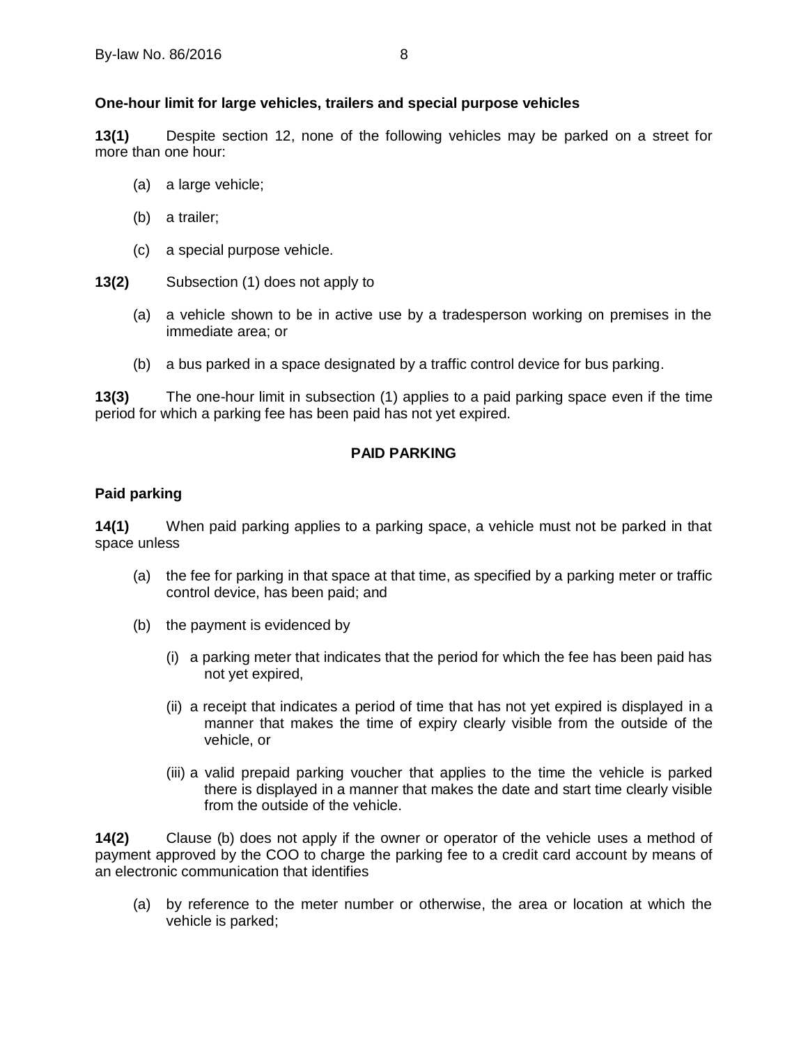**One-hour limit for large vehicles, trailers and special purpose vehicles**

**13(1)** Despite section 12, none of the following vehicles may be parked on a street for more than one hour:

(a) a large vehicle;

(b) a trailer;

(c) a special purpose vehicle.

**13(2)** Subsection (1) does not apply to

(a) a vehicle shown to be in active use by a tradesperson working on premises in the immediate area; or

(b) a bus parked in a space designated by a traffic control device for bus parking.

**13(3)** The one-hour limit in subsection (1) applies to a paid parking space even if the time period for which a parking fee has been paid has not yet expired.

## PAID PARKING

**Paid parking**

**14(1)** When paid parking applies to a parking space, a vehicle must not be parked in that space unless

(a) the fee for parking in that space at that time, as specified by a parking meter or traffic control device, has been paid; and

(b) the payment is evidenced by

(i) a parking meter that indicates that the period for which the fee has been paid has not yet expired,

(ii) a receipt that indicates a period of time that has not yet expired is displayed in a manner that makes the time of expiry clearly visible from the outside of the vehicle, or

(iii) a valid prepaid parking voucher that applies to the time the vehicle is parked there is displayed in a manner that makes the date and start time clearly visible from the outside of the vehicle.

**14(2)** Clause (b) does not apply if the owner or operator of the vehicle uses a method of payment approved by the COO to charge the parking fee to a credit card account by means of an electronic communication that identifies

(a) by reference to the meter number or otherwise, the area or location at which the vehicle is parked;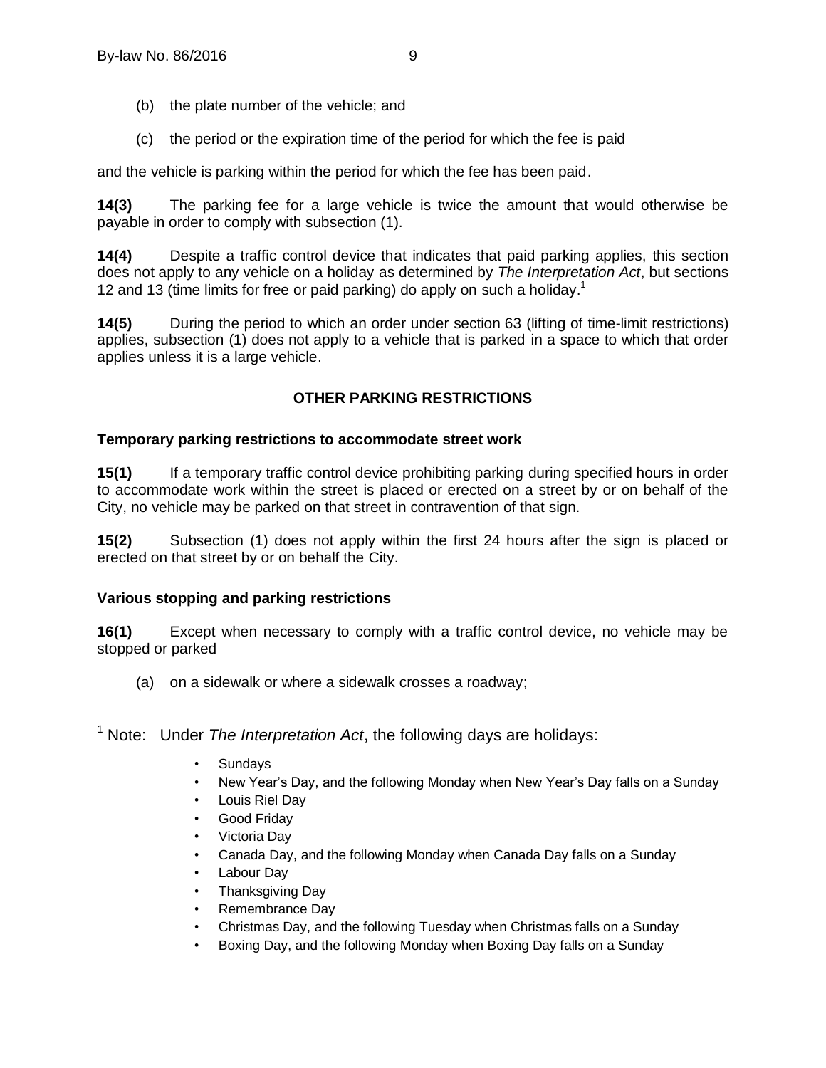(b) the plate number of the vehicle; and

(c) the period or the expiration time of the period for which the fee is paid

and the vehicle is parking within the period for which the fee has been paid.

**14(3)** The parking fee for a large vehicle is twice the amount that would otherwise be payable in order to comply with subsection (1).

**14(4)** Despite a traffic control device that indicates that paid parking applies, this section does not apply to any vehicle on a holiday as determined by *The Interpretation Act*, but sections 12 and 13 (time limits for free or paid parking) do apply on such a holiday.[1]

**14(5)** During the period to which an order under section 63 (lifting of time-limit restrictions) applies, subsection (1) does not apply to a vehicle that is parked in a space to which that order applies unless it is a large vehicle.

## OTHER PARKING RESTRICTIONS

### Temporary parking restrictions to accommodate street work

**15(1)** If a temporary traffic control device prohibiting parking during specified hours in order to accommodate work within the street is placed or erected on a street by or on behalf of the City, no vehicle may be parked on that street in contravention of that sign.

**15(2)** Subsection (1) does not apply within the first 24 hours after the sign is placed or erected on that street by or on behalf the City.

### Various stopping and parking restrictions

**16(1)** Except when necessary to comply with a traffic control device, no vehicle may be stopped or parked

(a) on a sidewalk or where a sidewalk crosses a roadway;

---

[1] Note: Under *The Interpretation Act*, the following days are holidays:

- Sundays
- New Year's Day, and the following Monday when New Year's Day falls on a Sunday
- Louis Riel Day
- Good Friday
- Victoria Day
- Canada Day, and the following Monday when Canada Day falls on a Sunday
- Labour Day
- Thanksgiving Day
- Remembrance Day
- Christmas Day, and the following Tuesday when Christmas falls on a Sunday
- Boxing Day, and the following Monday when Boxing Day falls on a Sunday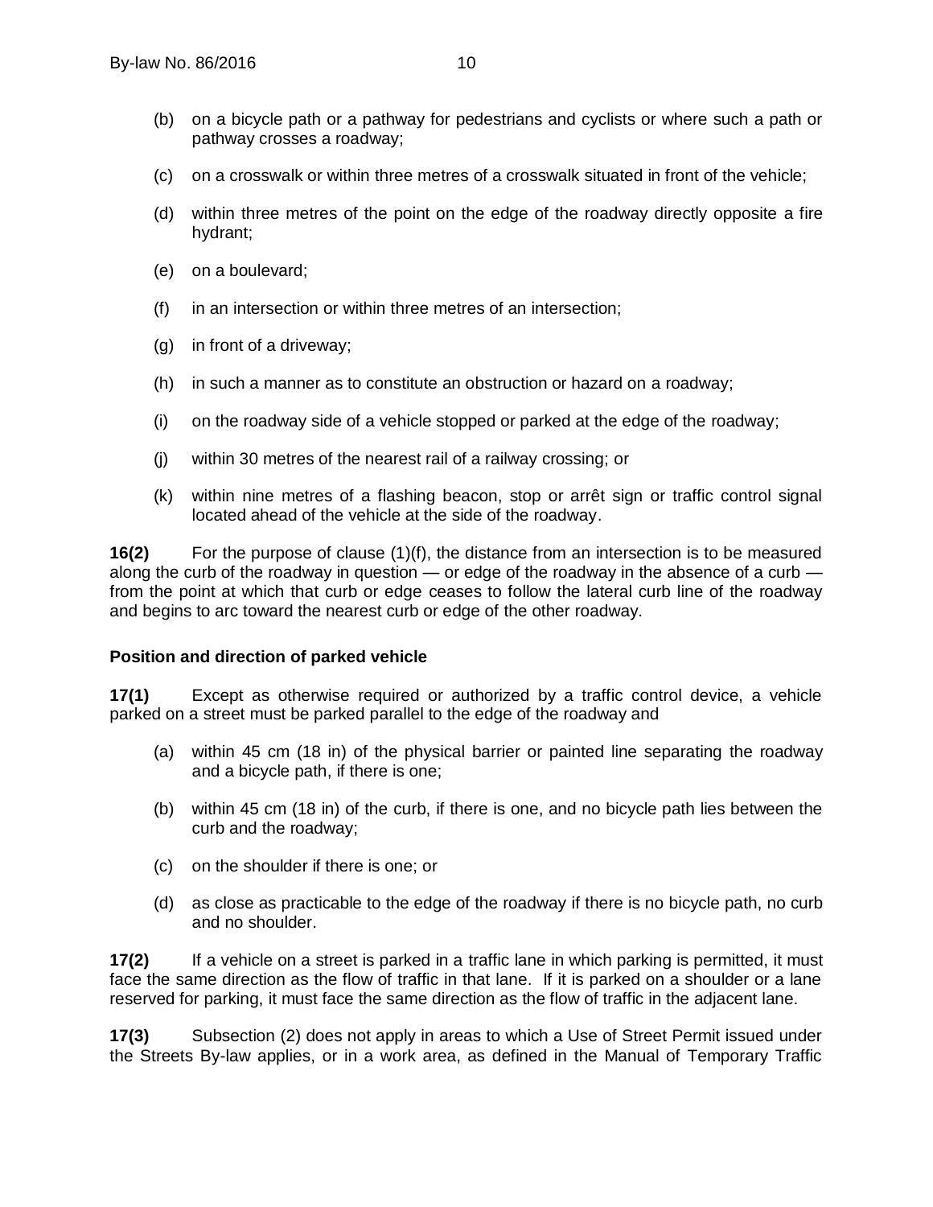(b) on a bicycle path or a pathway for pedestrians and cyclists or where such a path or pathway crosses a roadway;

(c) on a crosswalk or within three metres of a crosswalk situated in front of the vehicle;

(d) within three metres of the point on the edge of the roadway directly opposite a fire hydrant;

(e) on a boulevard;

(f) in an intersection or within three metres of an intersection;

(g) in front of a driveway;

(h) in such a manner as to constitute an obstruction or hazard on a roadway;

(i) on the roadway side of a vehicle stopped or parked at the edge of the roadway;

(j) within 30 metres of the nearest rail of a railway crossing; or

(k) within nine metres of a flashing beacon, stop or arrêt sign or traffic control signal located ahead of the vehicle at the side of the roadway.

**16(2)** For the purpose of clause (1)(f), the distance from an intersection is to be measured along the curb of the roadway in question — or edge of the roadway in the absence of a curb — from the point at which that curb or edge ceases to follow the lateral curb line of the roadway and begins to arc toward the nearest curb or edge of the other roadway.

**Position and direction of parked vehicle**

**17(1)** Except as otherwise required or authorized by a traffic control device, a vehicle parked on a street must be parked parallel to the edge of the roadway and

(a) within 45 cm (18 in) of the physical barrier or painted line separating the roadway and a bicycle path, if there is one;

(b) within 45 cm (18 in) of the curb, if there is one, and no bicycle path lies between the curb and the roadway;

(c) on the shoulder if there is one; or

(d) as close as practicable to the edge of the roadway if there is no bicycle path, no curb and no shoulder.

**17(2)** If a vehicle on a street is parked in a traffic lane in which parking is permitted, it must face the same direction as the flow of traffic in that lane. If it is parked on a shoulder or a lane reserved for parking, it must face the same direction as the flow of traffic in the adjacent lane.

**17(3)** Subsection (2) does not apply in areas to which a Use of Street Permit issued under the Streets By-law applies, or in a work area, as defined in the Manual of Temporary Traffic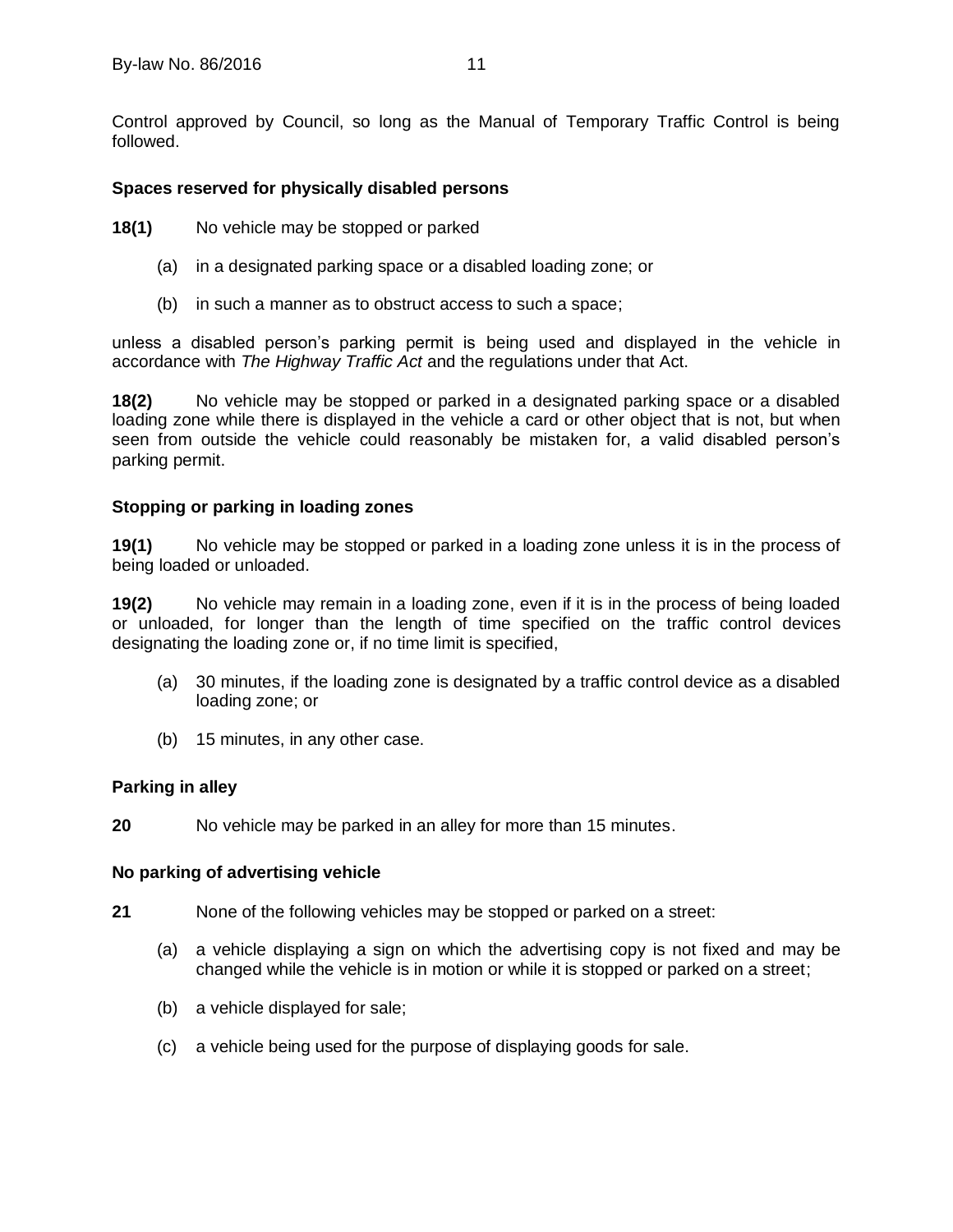Control approved by Council, so long as the Manual of Temporary Traffic Control is being followed.

### Spaces reserved for physically disabled persons

**18(1)** No vehicle may be stopped or parked

(a) in a designated parking space or a disabled loading zone; or

(b) in such a manner as to obstruct access to such a space;

unless a disabled person's parking permit is being used and displayed in the vehicle in accordance with *The Highway Traffic Act* and the regulations under that Act.

**18(2)** No vehicle may be stopped or parked in a designated parking space or a disabled loading zone while there is displayed in the vehicle a card or other object that is not, but when seen from outside the vehicle could reasonably be mistaken for, a valid disabled person's parking permit.

### Stopping or parking in loading zones

**19(1)** No vehicle may be stopped or parked in a loading zone unless it is in the process of being loaded or unloaded.

**19(2)** No vehicle may remain in a loading zone, even if it is in the process of being loaded or unloaded, for longer than the length of time specified on the traffic control devices designating the loading zone or, if no time limit is specified,

(a) 30 minutes, if the loading zone is designated by a traffic control device as a disabled loading zone; or

(b) 15 minutes, in any other case.

### Parking in alley

**20** No vehicle may be parked in an alley for more than 15 minutes.

### No parking of advertising vehicle

**21** None of the following vehicles may be stopped or parked on a street:

(a) a vehicle displaying a sign on which the advertising copy is not fixed and may be changed while the vehicle is in motion or while it is stopped or parked on a street;

(b) a vehicle displayed for sale;

(c) a vehicle being used for the purpose of displaying goods for sale.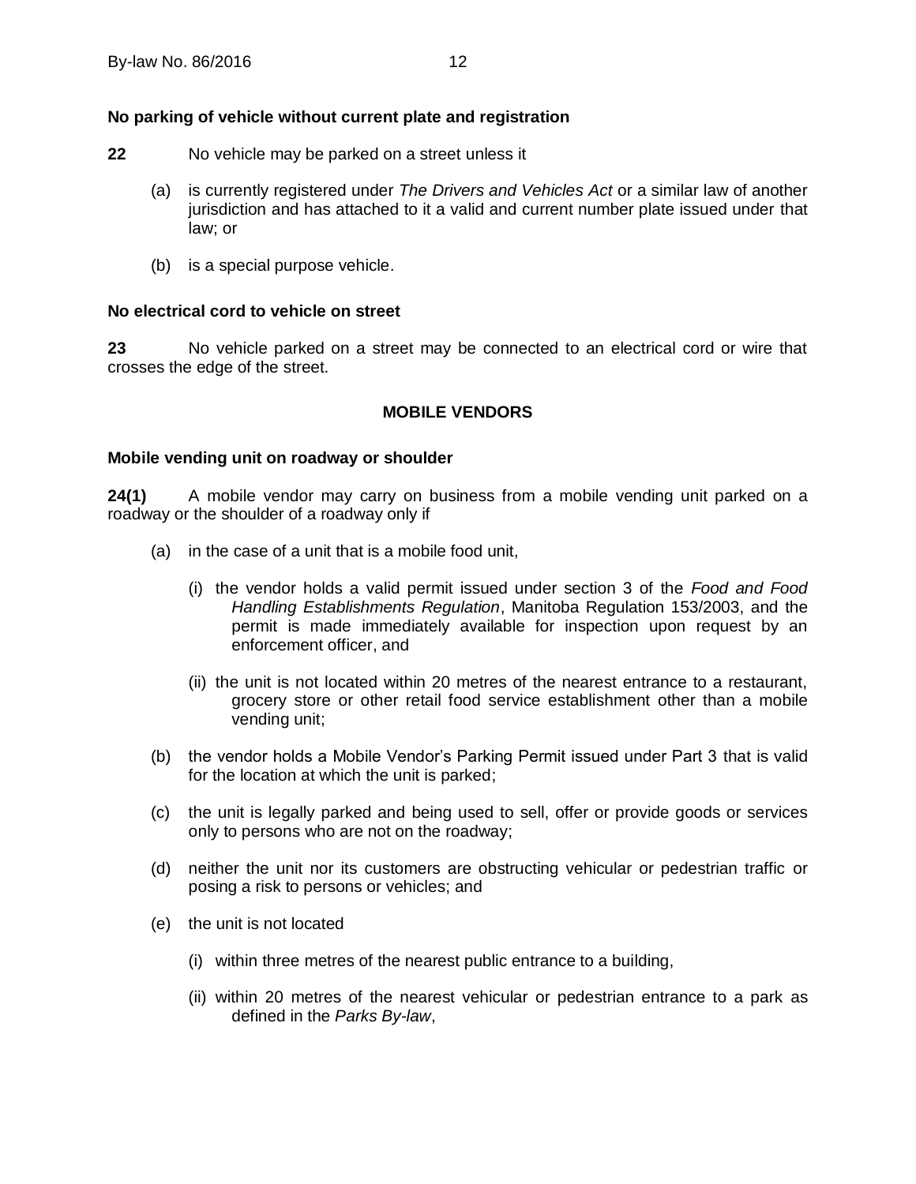**No parking of vehicle without current plate and registration**

**22** No vehicle may be parked on a street unless it

(a) is currently registered under *The Drivers and Vehicles Act* or a similar law of another jurisdiction and has attached to it a valid and current number plate issued under that law; or

(b) is a special purpose vehicle.

**No electrical cord to vehicle on street**

**23** No vehicle parked on a street may be connected to an electrical cord or wire that crosses the edge of the street.

## MOBILE VENDORS

**Mobile vending unit on roadway or shoulder**

**24(1)** A mobile vendor may carry on business from a mobile vending unit parked on a roadway or the shoulder of a roadway only if

(a) in the case of a unit that is a mobile food unit,

(i) the vendor holds a valid permit issued under section 3 of the *Food and Food Handling Establishments Regulation*, Manitoba Regulation 153/2003, and the permit is made immediately available for inspection upon request by an enforcement officer, and

(ii) the unit is not located within 20 metres of the nearest entrance to a restaurant, grocery store or other retail food service establishment other than a mobile vending unit;

(b) the vendor holds a Mobile Vendor's Parking Permit issued under Part 3 that is valid for the location at which the unit is parked;

(c) the unit is legally parked and being used to sell, offer or provide goods or services only to persons who are not on the roadway;

(d) neither the unit nor its customers are obstructing vehicular or pedestrian traffic or posing a risk to persons or vehicles; and

(e) the unit is not located

(i) within three metres of the nearest public entrance to a building,

(ii) within 20 metres of the nearest vehicular or pedestrian entrance to a park as defined in the *Parks By-law*,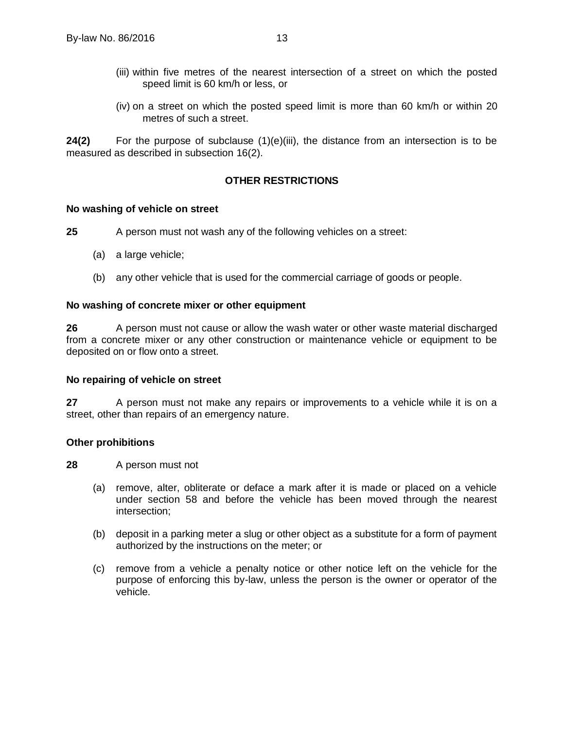(iii) within five metres of the nearest intersection of a street on which the posted speed limit is 60 km/h or less, or

(iv) on a street on which the posted speed limit is more than 60 km/h or within 20 metres of such a street.

**24(2)** For the purpose of subclause (1)(e)(iii), the distance from an intersection is to be measured as described in subsection 16(2).

## OTHER RESTRICTIONS

### No washing of vehicle on street

**25** A person must not wash any of the following vehicles on a street:

(a) a large vehicle;

(b) any other vehicle that is used for the commercial carriage of goods or people.

### No washing of concrete mixer or other equipment

**26** A person must not cause or allow the wash water or other waste material discharged from a concrete mixer or any other construction or maintenance vehicle or equipment to be deposited on or flow onto a street.

### No repairing of vehicle on street

**27** A person must not make any repairs or improvements to a vehicle while it is on a street, other than repairs of an emergency nature.

### Other prohibitions

**28** A person must not

(a) remove, alter, obliterate or deface a mark after it is made or placed on a vehicle under section 58 and before the vehicle has been moved through the nearest intersection;

(b) deposit in a parking meter a slug or other object as a substitute for a form of payment authorized by the instructions on the meter; or

(c) remove from a vehicle a penalty notice or other notice left on the vehicle for the purpose of enforcing this by-law, unless the person is the owner or operator of the vehicle.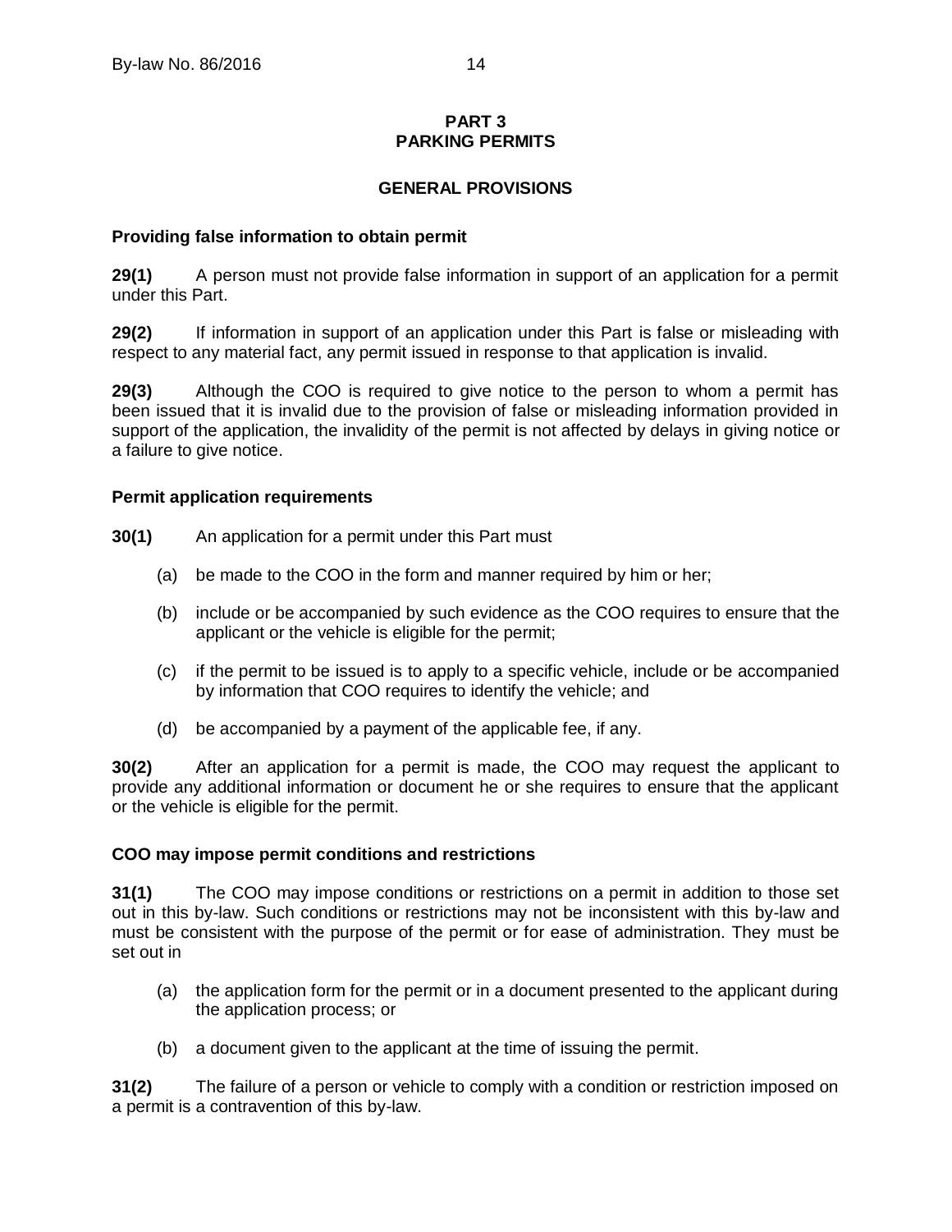# PART 3
# PARKING PERMITS

## GENERAL PROVISIONS

### Providing false information to obtain permit

**29(1)** A person must not provide false information in support of an application for a permit under this Part.

**29(2)** If information in support of an application under this Part is false or misleading with respect to any material fact, any permit issued in response to that application is invalid.

**29(3)** Although the COO is required to give notice to the person to whom a permit has been issued that it is invalid due to the provision of false or misleading information provided in support of the application, the invalidity of the permit is not affected by delays in giving notice or a failure to give notice.

### Permit application requirements

**30(1)** An application for a permit under this Part must

(a) be made to the COO in the form and manner required by him or her;

(b) include or be accompanied by such evidence as the COO requires to ensure that the applicant or the vehicle is eligible for the permit;

(c) if the permit to be issued is to apply to a specific vehicle, include or be accompanied by information that COO requires to identify the vehicle; and

(d) be accompanied by a payment of the applicable fee, if any.

**30(2)** After an application for a permit is made, the COO may request the applicant to provide any additional information or document he or she requires to ensure that the applicant or the vehicle is eligible for the permit.

### COO may impose permit conditions and restrictions

**31(1)** The COO may impose conditions or restrictions on a permit in addition to those set out in this by-law. Such conditions or restrictions may not be inconsistent with this by-law and must be consistent with the purpose of the permit or for ease of administration. They must be set out in

(a) the application form for the permit or in a document presented to the applicant during the application process; or

(b) a document given to the applicant at the time of issuing the permit.

**31(2)** The failure of a person or vehicle to comply with a condition or restriction imposed on a permit is a contravention of this by-law.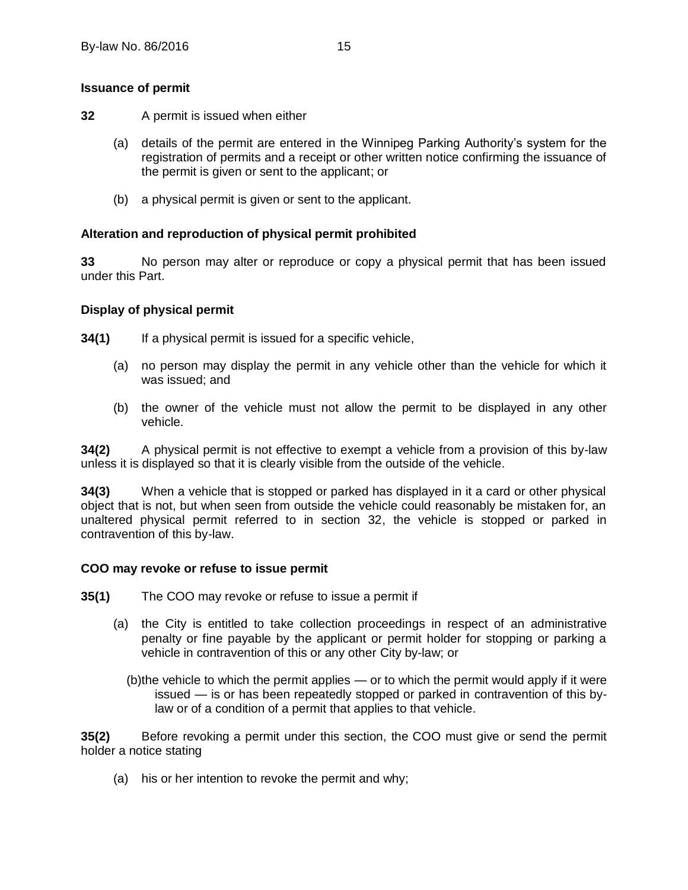### Issuance of permit

**32** A permit is issued when either

(a) details of the permit are entered in the Winnipeg Parking Authority's system for the registration of permits and a receipt or other written notice confirming the issuance of the permit is given or sent to the applicant; or

(b) a physical permit is given or sent to the applicant.

### Alteration and reproduction of physical permit prohibited

**33** No person may alter or reproduce or copy a physical permit that has been issued under this Part.

### Display of physical permit

**34(1)** If a physical permit is issued for a specific vehicle,

(a) no person may display the permit in any vehicle other than the vehicle for which it was issued; and

(b) the owner of the vehicle must not allow the permit to be displayed in any other vehicle.

**34(2)** A physical permit is not effective to exempt a vehicle from a provision of this by-law unless it is displayed so that it is clearly visible from the outside of the vehicle.

**34(3)** When a vehicle that is stopped or parked has displayed in it a card or other physical object that is not, but when seen from outside the vehicle could reasonably be mistaken for, an unaltered physical permit referred to in section 32, the vehicle is stopped or parked in contravention of this by-law.

### COO may revoke or refuse to issue permit

**35(1)** The COO may revoke or refuse to issue a permit if

(a) the City is entitled to take collection proceedings in respect of an administrative penalty or fine payable by the applicant or permit holder for stopping or parking a vehicle in contravention of this or any other City by-law; or

(b) the vehicle to which the permit applies — or to which the permit would apply if it were issued — is or has been repeatedly stopped or parked in contravention of this by-law or of a condition of a permit that applies to that vehicle.

**35(2)** Before revoking a permit under this section, the COO must give or send the permit holder a notice stating

(a) his or her intention to revoke the permit and why;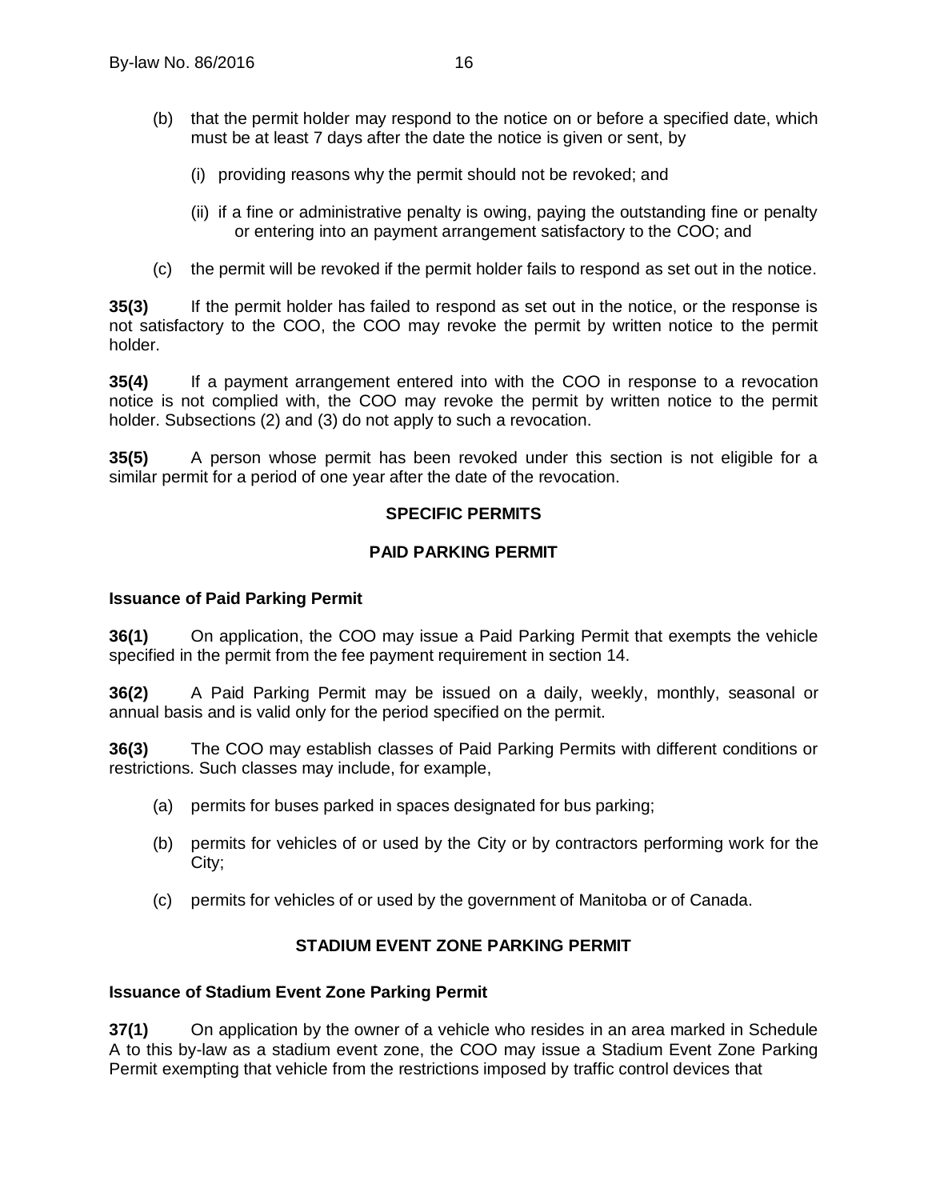(b) that the permit holder may respond to the notice on or before a specified date, which must be at least 7 days after the date the notice is given or sent, by

   (i) providing reasons why the permit should not be revoked; and

   (ii) if a fine or administrative penalty is owing, paying the outstanding fine or penalty or entering into an payment arrangement satisfactory to the COO; and

(c) the permit will be revoked if the permit holder fails to respond as set out in the notice.

**35(3)** If the permit holder has failed to respond as set out in the notice, or the response is not satisfactory to the COO, the COO may revoke the permit by written notice to the permit holder.

**35(4)** If a payment arrangement entered into with the COO in response to a revocation notice is not complied with, the COO may revoke the permit by written notice to the permit holder. Subsections (2) and (3) do not apply to such a revocation.

**35(5)** A person whose permit has been revoked under this section is not eligible for a similar permit for a period of one year after the date of the revocation.

## SPECIFIC PERMITS

## PAID PARKING PERMIT

### Issuance of Paid Parking Permit

**36(1)** On application, the COO may issue a Paid Parking Permit that exempts the vehicle specified in the permit from the fee payment requirement in section 14.

**36(2)** A Paid Parking Permit may be issued on a daily, weekly, monthly, seasonal or annual basis and is valid only for the period specified on the permit.

**36(3)** The COO may establish classes of Paid Parking Permits with different conditions or restrictions. Such classes may include, for example,

(a) permits for buses parked in spaces designated for bus parking;

(b) permits for vehicles of or used by the City or by contractors performing work for the City;

(c) permits for vehicles of or used by the government of Manitoba or of Canada.

## STADIUM EVENT ZONE PARKING PERMIT

### Issuance of Stadium Event Zone Parking Permit

**37(1)** On application by the owner of a vehicle who resides in an area marked in Schedule A to this by-law as a stadium event zone, the COO may issue a Stadium Event Zone Parking Permit exempting that vehicle from the restrictions imposed by traffic control devices that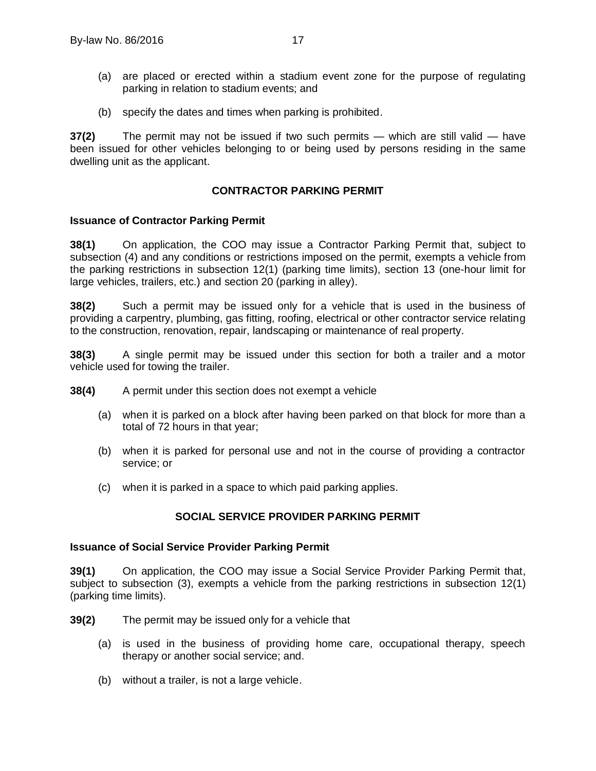(a) are placed or erected within a stadium event zone for the purpose of regulating parking in relation to stadium events; and

(b) specify the dates and times when parking is prohibited.

**37(2)** The permit may not be issued if two such permits — which are still valid — have been issued for other vehicles belonging to or being used by persons residing in the same dwelling unit as the applicant.

## CONTRACTOR PARKING PERMIT

### Issuance of Contractor Parking Permit

**38(1)** On application, the COO may issue a Contractor Parking Permit that, subject to subsection (4) and any conditions or restrictions imposed on the permit, exempts a vehicle from the parking restrictions in subsection 12(1) (parking time limits), section 13 (one-hour limit for large vehicles, trailers, etc.) and section 20 (parking in alley).

**38(2)** Such a permit may be issued only for a vehicle that is used in the business of providing a carpentry, plumbing, gas fitting, roofing, electrical or other contractor service relating to the construction, renovation, repair, landscaping or maintenance of real property.

**38(3)** A single permit may be issued under this section for both a trailer and a motor vehicle used for towing the trailer.

**38(4)** A permit under this section does not exempt a vehicle

(a) when it is parked on a block after having been parked on that block for more than a total of 72 hours in that year;

(b) when it is parked for personal use and not in the course of providing a contractor service; or

(c) when it is parked in a space to which paid parking applies.

## SOCIAL SERVICE PROVIDER PARKING PERMIT

### Issuance of Social Service Provider Parking Permit

**39(1)** On application, the COO may issue a Social Service Provider Parking Permit that, subject to subsection (3), exempts a vehicle from the parking restrictions in subsection 12(1) (parking time limits).

**39(2)** The permit may be issued only for a vehicle that

(a) is used in the business of providing home care, occupational therapy, speech therapy or another social service; and.

(b) without a trailer, is not a large vehicle.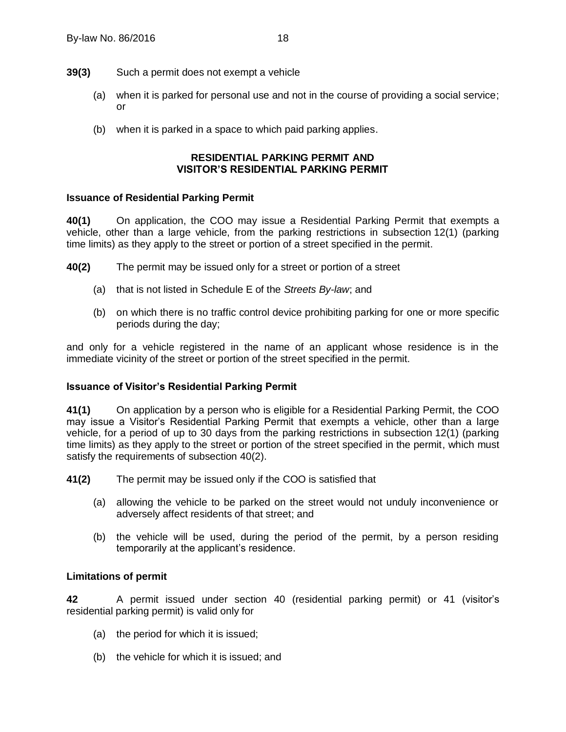**39(3)** Such a permit does not exempt a vehicle

(a) when it is parked for personal use and not in the course of providing a social service; or

(b) when it is parked in a space to which paid parking applies.

## RESIDENTIAL PARKING PERMIT AND VISITOR'S RESIDENTIAL PARKING PERMIT

### Issuance of Residential Parking Permit

**40(1)** On application, the COO may issue a Residential Parking Permit that exempts a vehicle, other than a large vehicle, from the parking restrictions in subsection 12(1) (parking time limits) as they apply to the street or portion of a street specified in the permit.

**40(2)** The permit may be issued only for a street or portion of a street

(a) that is not listed in Schedule E of the *Streets By-law*; and

(b) on which there is no traffic control device prohibiting parking for one or more specific periods during the day;

and only for a vehicle registered in the name of an applicant whose residence is in the immediate vicinity of the street or portion of the street specified in the permit.

### Issuance of Visitor's Residential Parking Permit

**41(1)** On application by a person who is eligible for a Residential Parking Permit, the COO may issue a Visitor's Residential Parking Permit that exempts a vehicle, other than a large vehicle, for a period of up to 30 days from the parking restrictions in subsection 12(1) (parking time limits) as they apply to the street or portion of the street specified in the permit, which must satisfy the requirements of subsection 40(2).

**41(2)** The permit may be issued only if the COO is satisfied that

(a) allowing the vehicle to be parked on the street would not unduly inconvenience or adversely affect residents of that street; and

(b) the vehicle will be used, during the period of the permit, by a person residing temporarily at the applicant's residence.

### Limitations of permit

**42** A permit issued under section 40 (residential parking permit) or 41 (visitor's residential parking permit) is valid only for

(a) the period for which it is issued;

(b) the vehicle for which it is issued; and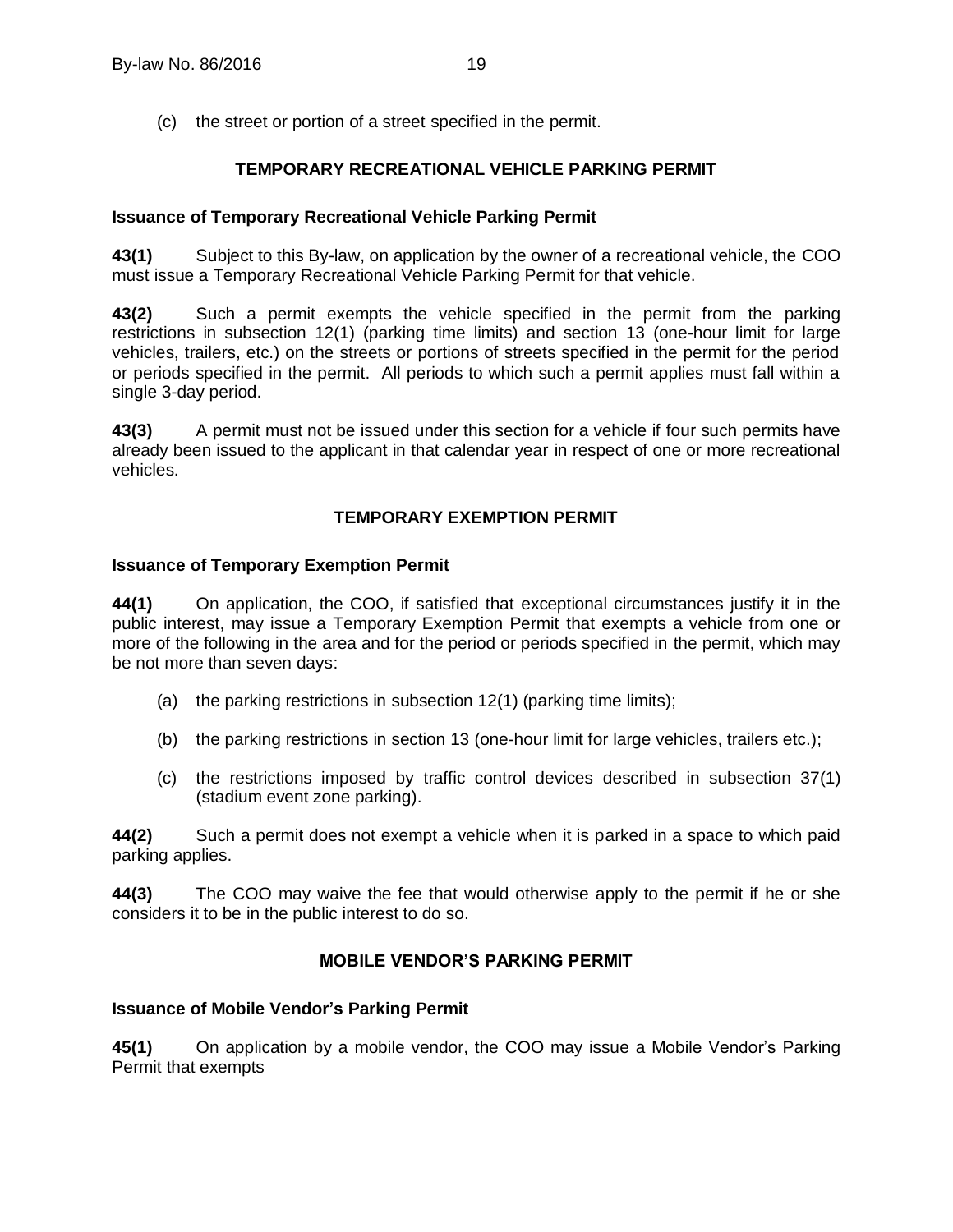(c) the street or portion of a street specified in the permit.

## TEMPORARY RECREATIONAL VEHICLE PARKING PERMIT

### Issuance of Temporary Recreational Vehicle Parking Permit

**43(1)** Subject to this By-law, on application by the owner of a recreational vehicle, the COO must issue a Temporary Recreational Vehicle Parking Permit for that vehicle.

**43(2)** Such a permit exempts the vehicle specified in the permit from the parking restrictions in subsection 12(1) (parking time limits) and section 13 (one-hour limit for large vehicles, trailers, etc.) on the streets or portions of streets specified in the permit for the period or periods specified in the permit. All periods to which such a permit applies must fall within a single 3-day period.

**43(3)** A permit must not be issued under this section for a vehicle if four such permits have already been issued to the applicant in that calendar year in respect of one or more recreational vehicles.

## TEMPORARY EXEMPTION PERMIT

### Issuance of Temporary Exemption Permit

**44(1)** On application, the COO, if satisfied that exceptional circumstances justify it in the public interest, may issue a Temporary Exemption Permit that exempts a vehicle from one or more of the following in the area and for the period or periods specified in the permit, which may be not more than seven days:

(a) the parking restrictions in subsection 12(1) (parking time limits);

(b) the parking restrictions in section 13 (one-hour limit for large vehicles, trailers etc.);

(c) the restrictions imposed by traffic control devices described in subsection 37(1) (stadium event zone parking).

**44(2)** Such a permit does not exempt a vehicle when it is parked in a space to which paid parking applies.

**44(3)** The COO may waive the fee that would otherwise apply to the permit if he or she considers it to be in the public interest to do so.

## MOBILE VENDOR'S PARKING PERMIT

### Issuance of Mobile Vendor's Parking Permit

**45(1)** On application by a mobile vendor, the COO may issue a Mobile Vendor's Parking Permit that exempts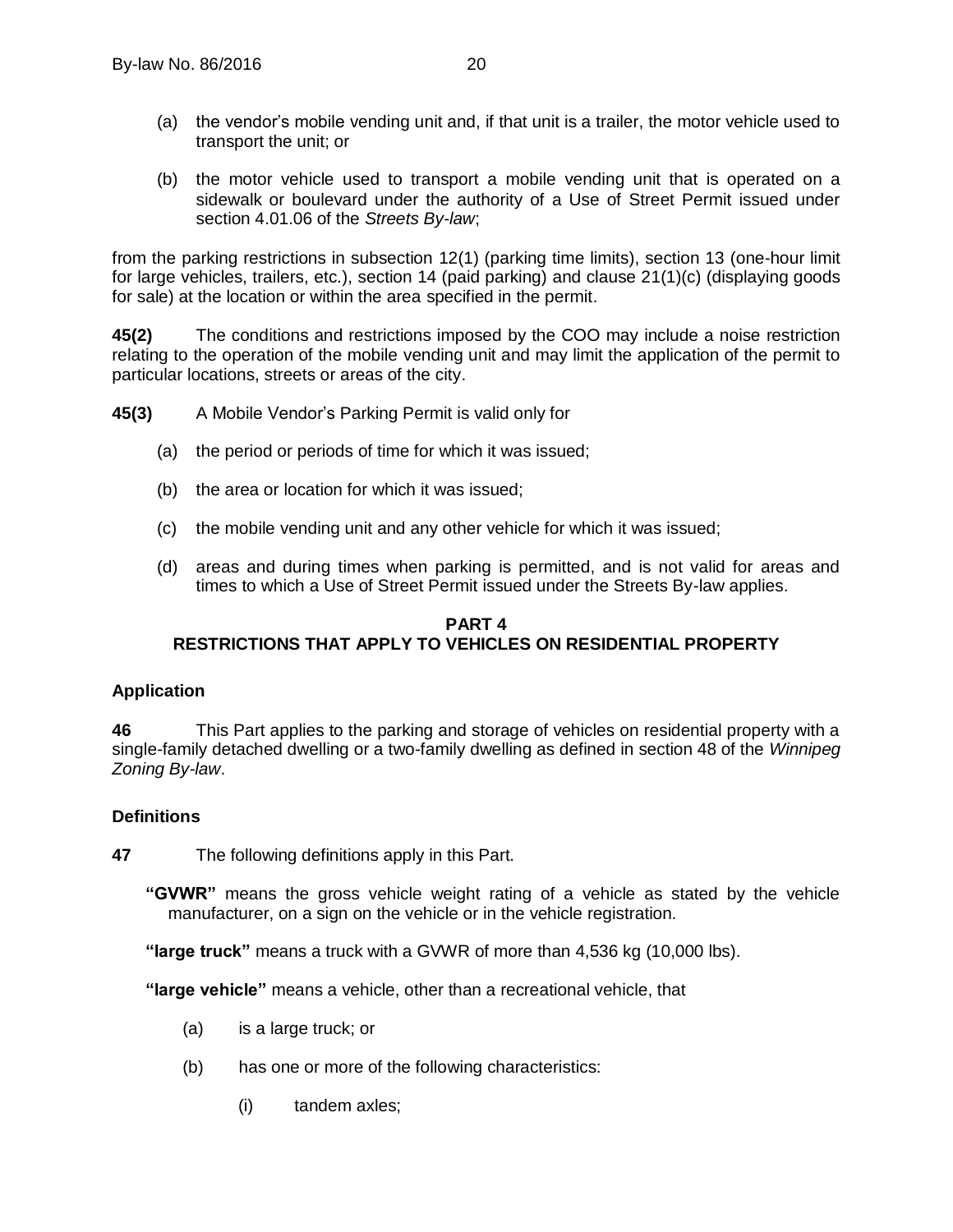(a) the vendor's mobile vending unit and, if that unit is a trailer, the motor vehicle used to transport the unit; or

(b) the motor vehicle used to transport a mobile vending unit that is operated on a sidewalk or boulevard under the authority of a Use of Street Permit issued under section 4.01.06 of the *Streets By-law*;

from the parking restrictions in subsection 12(1) (parking time limits), section 13 (one-hour limit for large vehicles, trailers, etc.), section 14 (paid parking) and clause 21(1)(c) (displaying goods for sale) at the location or within the area specified in the permit.

**45(2)** The conditions and restrictions imposed by the COO may include a noise restriction relating to the operation of the mobile vending unit and may limit the application of the permit to particular locations, streets or areas of the city.

**45(3)** A Mobile Vendor's Parking Permit is valid only for

(a) the period or periods of time for which it was issued;

(b) the area or location for which it was issued;

(c) the mobile vending unit and any other vehicle for which it was issued;

(d) areas and during times when parking is permitted, and is not valid for areas and times to which a Use of Street Permit issued under the Streets By-law applies.

## PART 4
## RESTRICTIONS THAT APPLY TO VEHICLES ON RESIDENTIAL PROPERTY

### Application

**46** This Part applies to the parking and storage of vehicles on residential property with a single-family detached dwelling or a two-family dwelling as defined in section 48 of the *Winnipeg Zoning By-law*.

### Definitions

**47** The following definitions apply in this Part.

**"GVWR"** means the gross vehicle weight rating of a vehicle as stated by the vehicle manufacturer, on a sign on the vehicle or in the vehicle registration.

**"large truck"** means a truck with a GVWR of more than 4,536 kg (10,000 lbs).

**"large vehicle"** means a vehicle, other than a recreational vehicle, that

(a) is a large truck; or

(b) has one or more of the following characteristics:

(i) tandem axles;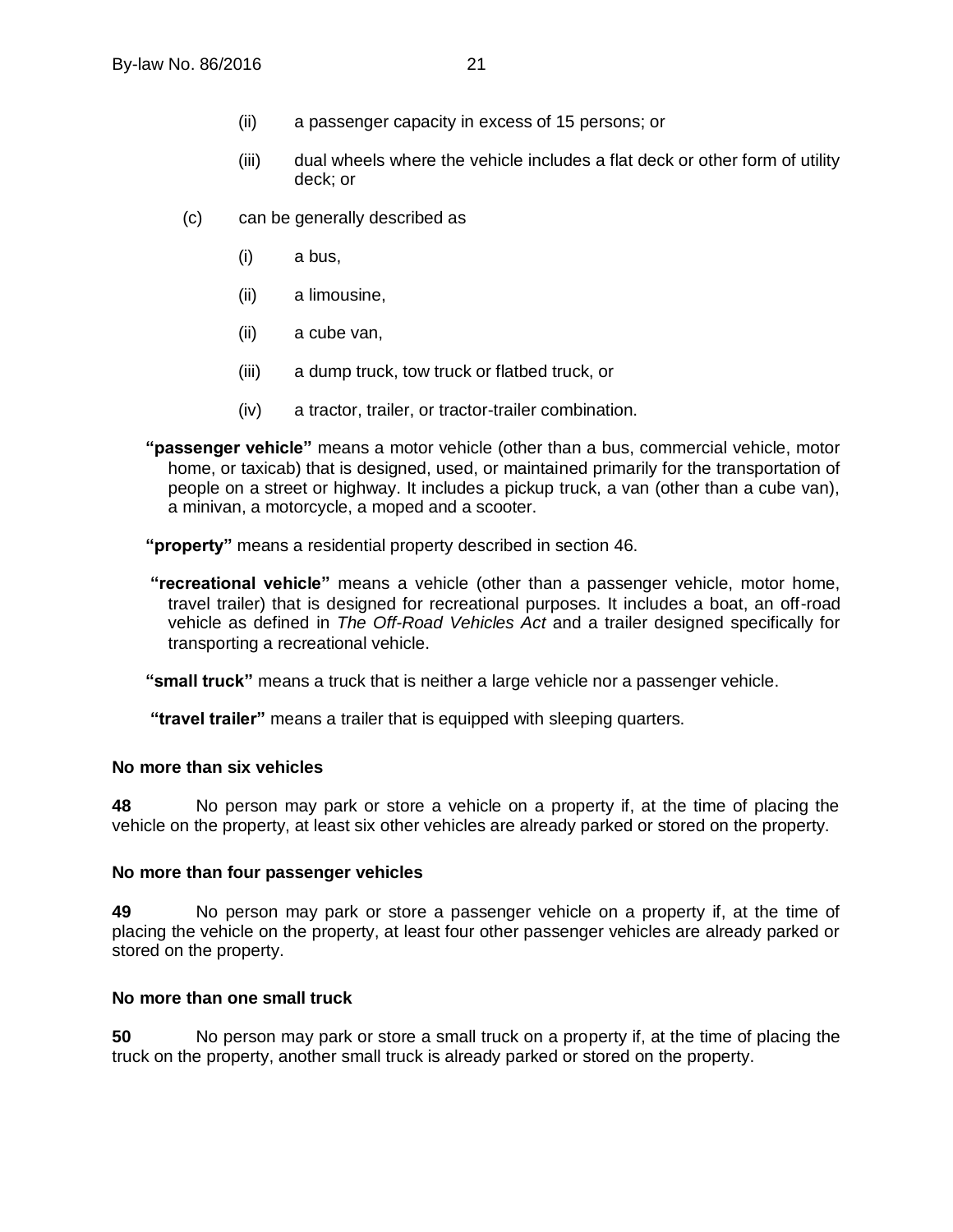(ii) a passenger capacity in excess of 15 persons; or

(iii) dual wheels where the vehicle includes a flat deck or other form of utility deck; or

(c) can be generally described as

(i) a bus,

(ii) a limousine,

(ii) a cube van,

(iii) a dump truck, tow truck or flatbed truck, or

(iv) a tractor, trailer, or tractor-trailer combination.

**"passenger vehicle"** means a motor vehicle (other than a bus, commercial vehicle, motor home, or taxicab) that is designed, used, or maintained primarily for the transportation of people on a street or highway. It includes a pickup truck, a van (other than a cube van), a minivan, a motorcycle, a moped and a scooter.

**"property"** means a residential property described in section 46.

**"recreational vehicle"** means a vehicle (other than a passenger vehicle, motor home, travel trailer) that is designed for recreational purposes. It includes a boat, an off-road vehicle as defined in *The Off-Road Vehicles Act* and a trailer designed specifically for transporting a recreational vehicle.

**"small truck"** means a truck that is neither a large vehicle nor a passenger vehicle.

**"travel trailer"** means a trailer that is equipped with sleeping quarters.

**No more than six vehicles**

**48** No person may park or store a vehicle on a property if, at the time of placing the vehicle on the property, at least six other vehicles are already parked or stored on the property.

**No more than four passenger vehicles**

**49** No person may park or store a passenger vehicle on a property if, at the time of placing the vehicle on the property, at least four other passenger vehicles are already parked or stored on the property.

**No more than one small truck**

**50** No person may park or store a small truck on a property if, at the time of placing the truck on the property, another small truck is already parked or stored on the property.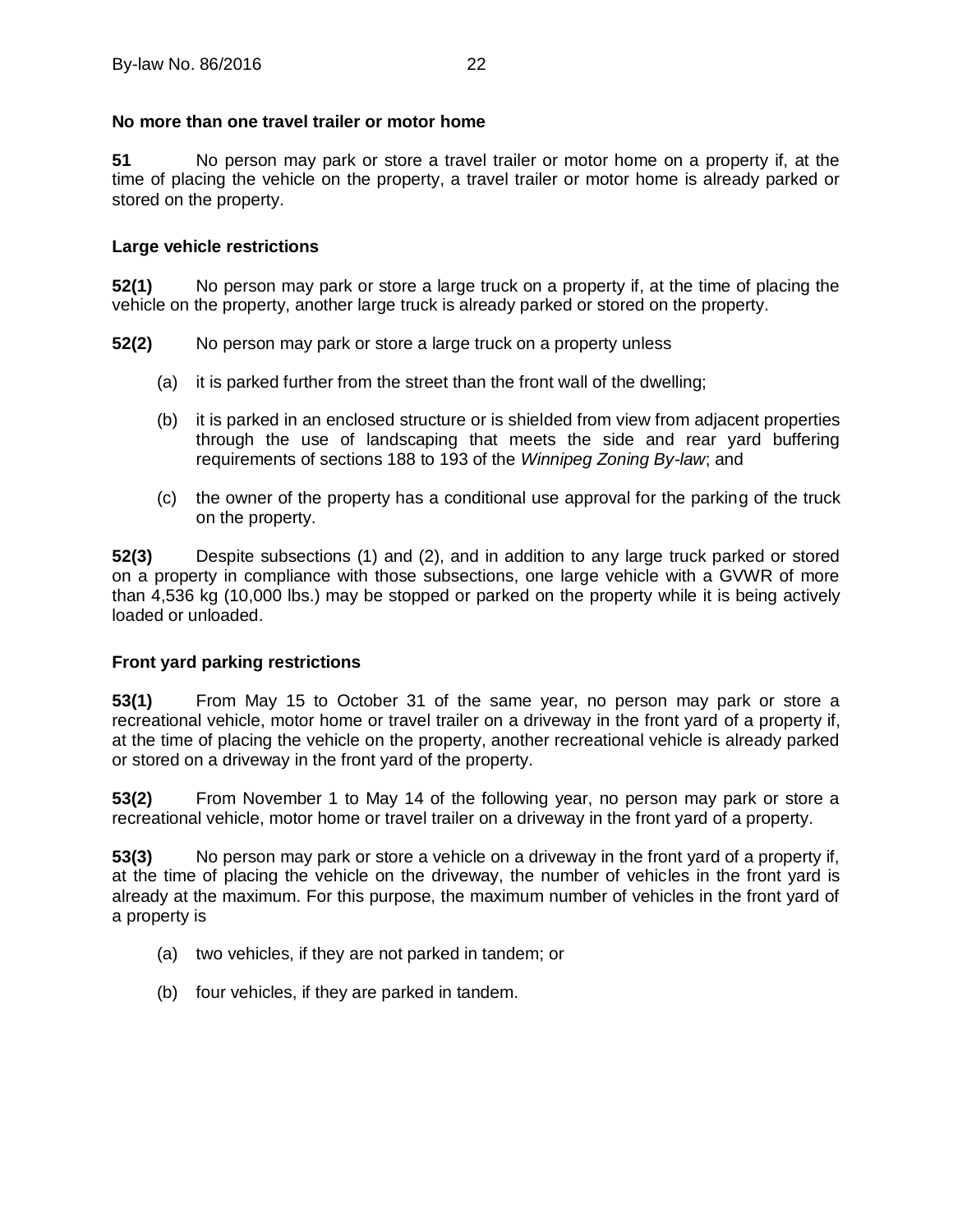**No more than one travel trailer or motor home**

**51** No person may park or store a travel trailer or motor home on a property if, at the time of placing the vehicle on the property, a travel trailer or motor home is already parked or stored on the property.

**Large vehicle restrictions**

**52(1)** No person may park or store a large truck on a property if, at the time of placing the vehicle on the property, another large truck is already parked or stored on the property.

**52(2)** No person may park or store a large truck on a property unless

(a) it is parked further from the street than the front wall of the dwelling;

(b) it is parked in an enclosed structure or is shielded from view from adjacent properties through the use of landscaping that meets the side and rear yard buffering requirements of sections 188 to 193 of the *Winnipeg Zoning By-law*; and

(c) the owner of the property has a conditional use approval for the parking of the truck on the property.

**52(3)** Despite subsections (1) and (2), and in addition to any large truck parked or stored on a property in compliance with those subsections, one large vehicle with a GVWR of more than 4,536 kg (10,000 lbs.) may be stopped or parked on the property while it is being actively loaded or unloaded.

**Front yard parking restrictions**

**53(1)** From May 15 to October 31 of the same year, no person may park or store a recreational vehicle, motor home or travel trailer on a driveway in the front yard of a property if, at the time of placing the vehicle on the property, another recreational vehicle is already parked or stored on a driveway in the front yard of the property.

**53(2)** From November 1 to May 14 of the following year, no person may park or store a recreational vehicle, motor home or travel trailer on a driveway in the front yard of a property.

**53(3)** No person may park or store a vehicle on a driveway in the front yard of a property if, at the time of placing the vehicle on the driveway, the number of vehicles in the front yard is already at the maximum. For this purpose, the maximum number of vehicles in the front yard of a property is

(a) two vehicles, if they are not parked in tandem; or

(b) four vehicles, if they are parked in tandem.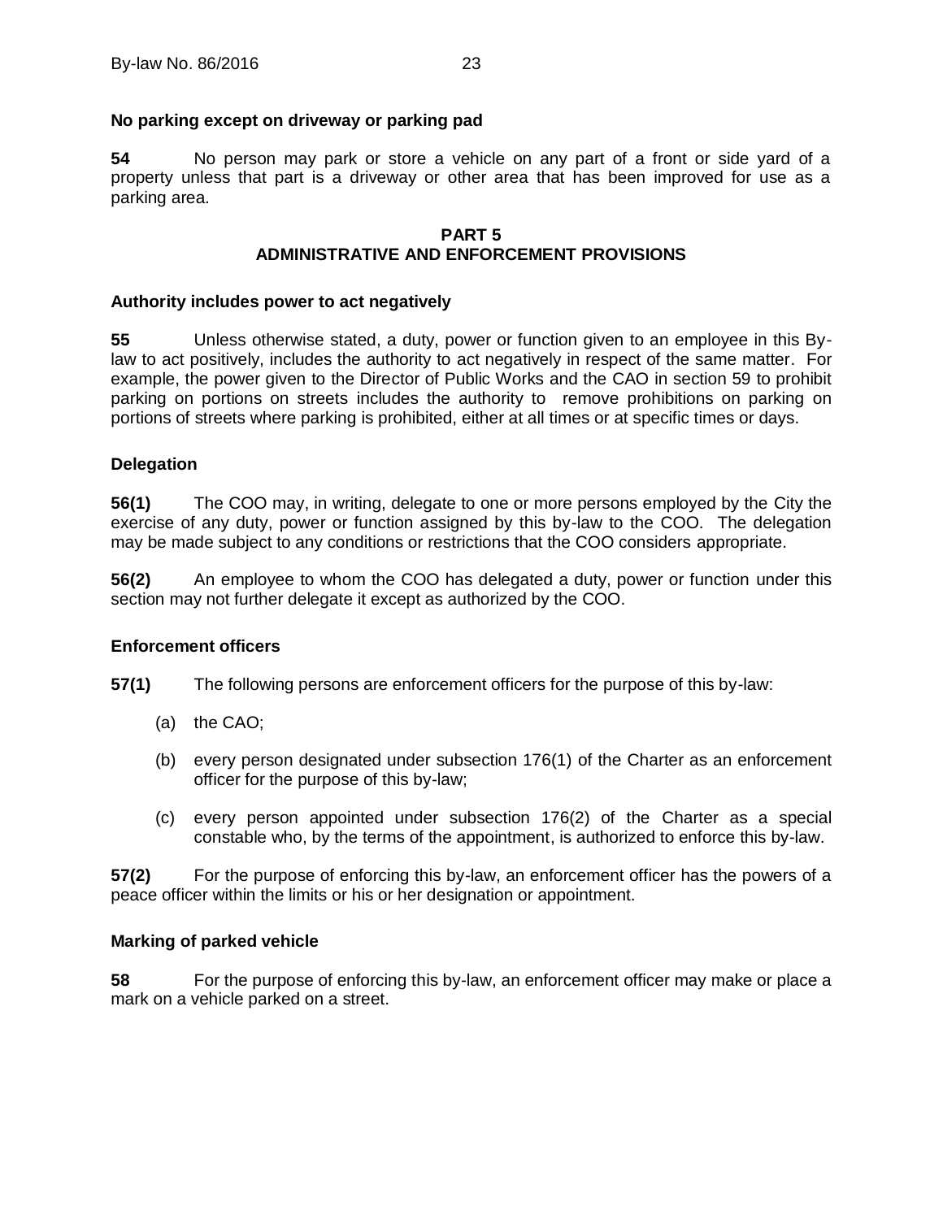**No parking except on driveway or parking pad**

**54** No person may park or store a vehicle on any part of a front or side yard of a property unless that part is a driveway or other area that has been improved for use as a parking area.

## PART 5
## ADMINISTRATIVE AND ENFORCEMENT PROVISIONS

**Authority includes power to act negatively**

**55** Unless otherwise stated, a duty, power or function given to an employee in this By-law to act positively, includes the authority to act negatively in respect of the same matter. For example, the power given to the Director of Public Works and the CAO in section 59 to prohibit parking on portions on streets includes the authority to remove prohibitions on parking on portions of streets where parking is prohibited, either at all times or at specific times or days.

**Delegation**

**56(1)** The COO may, in writing, delegate to one or more persons employed by the City the exercise of any duty, power or function assigned by this by-law to the COO. The delegation may be made subject to any conditions or restrictions that the COO considers appropriate.

**56(2)** An employee to whom the COO has delegated a duty, power or function under this section may not further delegate it except as authorized by the COO.

**Enforcement officers**

**57(1)** The following persons are enforcement officers for the purpose of this by-law:

(a) the CAO;

(b) every person designated under subsection 176(1) of the Charter as an enforcement officer for the purpose of this by-law;

(c) every person appointed under subsection 176(2) of the Charter as a special constable who, by the terms of the appointment, is authorized to enforce this by-law.

**57(2)** For the purpose of enforcing this by-law, an enforcement officer has the powers of a peace officer within the limits or his or her designation or appointment.

**Marking of parked vehicle**

**58** For the purpose of enforcing this by-law, an enforcement officer may make or place a mark on a vehicle parked on a street.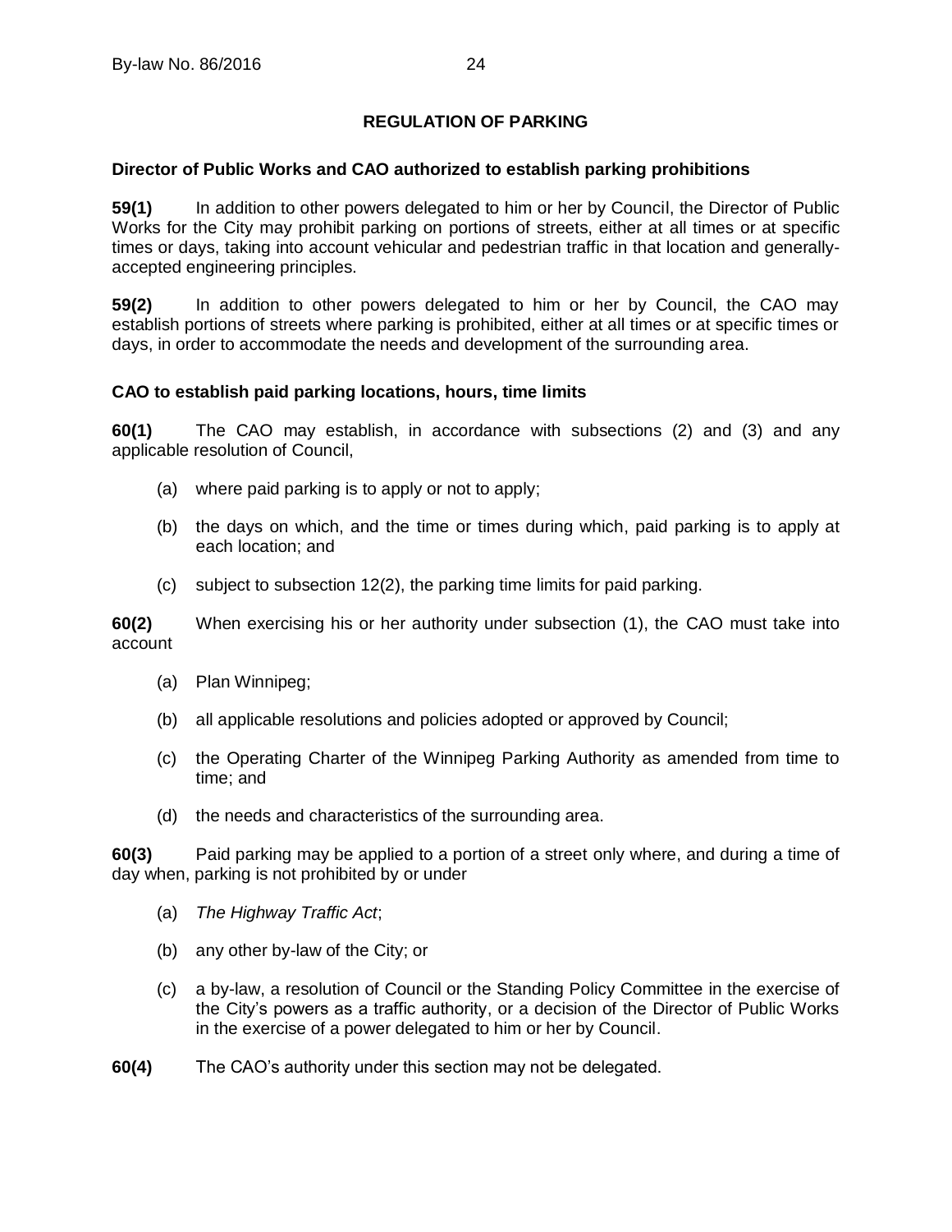## REGULATION OF PARKING

### Director of Public Works and CAO authorized to establish parking prohibitions

**59(1)** In addition to other powers delegated to him or her by Council, the Director of Public Works for the City may prohibit parking on portions of streets, either at all times or at specific times or days, taking into account vehicular and pedestrian traffic in that location and generally-accepted engineering principles.

**59(2)** In addition to other powers delegated to him or her by Council, the CAO may establish portions of streets where parking is prohibited, either at all times or at specific times or days, in order to accommodate the needs and development of the surrounding area.

### CAO to establish paid parking locations, hours, time limits

**60(1)** The CAO may establish, in accordance with subsections (2) and (3) and any applicable resolution of Council,

- (a) where paid parking is to apply or not to apply;
- (b) the days on which, and the time or times during which, paid parking is to apply at each location; and
- (c) subject to subsection 12(2), the parking time limits for paid parking.

**60(2)** When exercising his or her authority under subsection (1), the CAO must take into account

- (a) Plan Winnipeg;
- (b) all applicable resolutions and policies adopted or approved by Council;
- (c) the Operating Charter of the Winnipeg Parking Authority as amended from time to time; and
- (d) the needs and characteristics of the surrounding area.

**60(3)** Paid parking may be applied to a portion of a street only where, and during a time of day when, parking is not prohibited by or under

- (a) *The Highway Traffic Act*;
- (b) any other by-law of the City; or
- (c) a by-law, a resolution of Council or the Standing Policy Committee in the exercise of the City's powers as a traffic authority, or a decision of the Director of Public Works in the exercise of a power delegated to him or her by Council.

**60(4)** The CAO's authority under this section may not be delegated.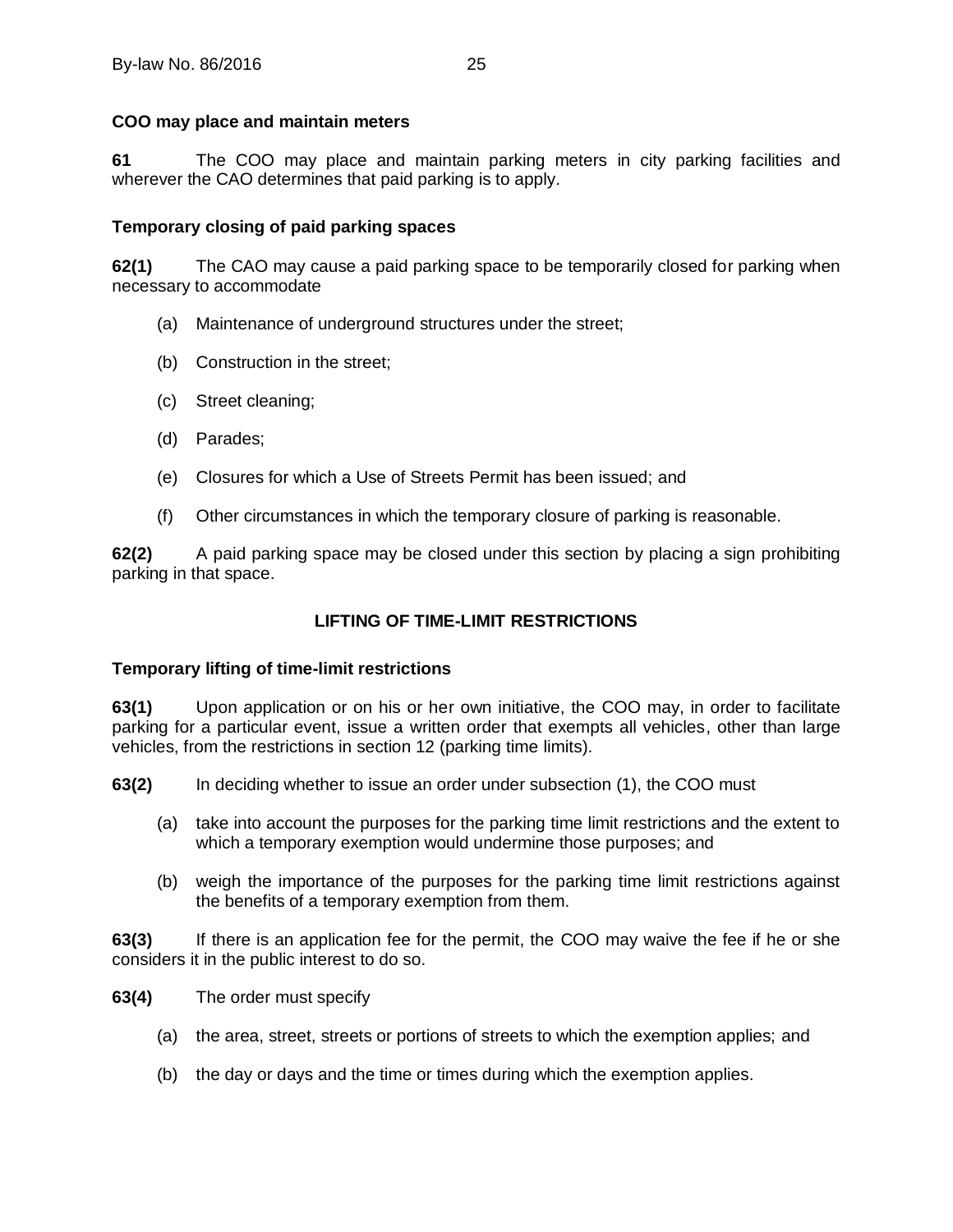**COO may place and maintain meters**

**61** The COO may place and maintain parking meters in city parking facilities and wherever the CAO determines that paid parking is to apply.

**Temporary closing of paid parking spaces**

**62(1)** The CAO may cause a paid parking space to be temporarily closed for parking when necessary to accommodate

(a) Maintenance of underground structures under the street;

(b) Construction in the street;

(c) Street cleaning;

(d) Parades;

(e) Closures for which a Use of Streets Permit has been issued; and

(f) Other circumstances in which the temporary closure of parking is reasonable.

**62(2)** A paid parking space may be closed under this section by placing a sign prohibiting parking in that space.

## LIFTING OF TIME-LIMIT RESTRICTIONS

**Temporary lifting of time-limit restrictions**

**63(1)** Upon application or on his or her own initiative, the COO may, in order to facilitate parking for a particular event, issue a written order that exempts all vehicles, other than large vehicles, from the restrictions in section 12 (parking time limits).

**63(2)** In deciding whether to issue an order under subsection (1), the COO must

(a) take into account the purposes for the parking time limit restrictions and the extent to which a temporary exemption would undermine those purposes; and

(b) weigh the importance of the purposes for the parking time limit restrictions against the benefits of a temporary exemption from them.

**63(3)** If there is an application fee for the permit, the COO may waive the fee if he or she considers it in the public interest to do so.

**63(4)** The order must specify

(a) the area, street, streets or portions of streets to which the exemption applies; and

(b) the day or days and the time or times during which the exemption applies.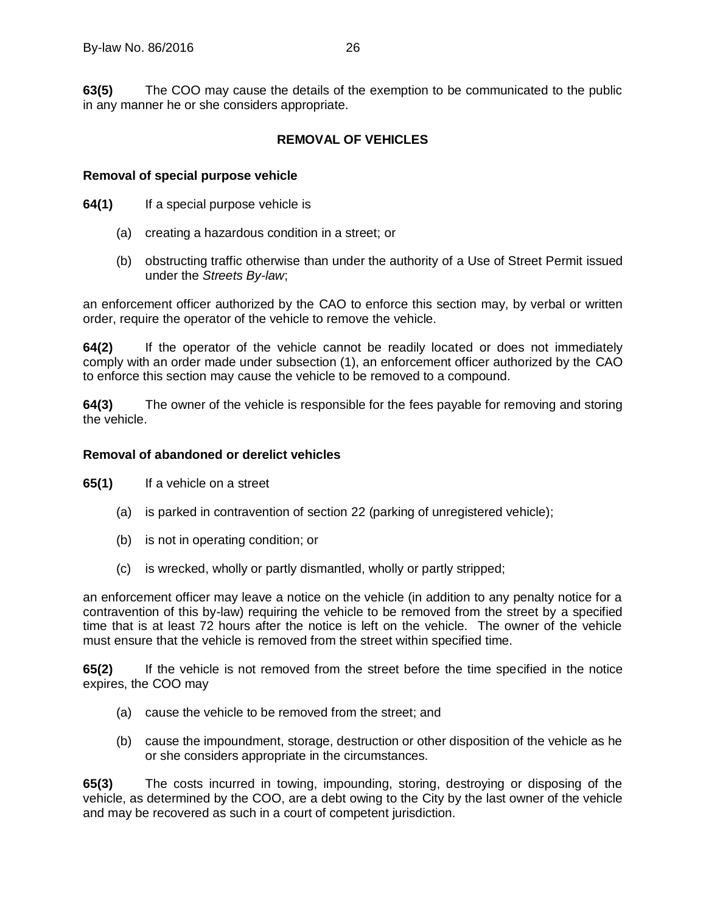**63(5)** The COO may cause the details of the exemption to be communicated to the public in any manner he or she considers appropriate.

## REMOVAL OF VEHICLES

### Removal of special purpose vehicle

**64(1)** If a special purpose vehicle is

(a) creating a hazardous condition in a street; or

(b) obstructing traffic otherwise than under the authority of a Use of Street Permit issued under the *Streets By-law*;

an enforcement officer authorized by the CAO to enforce this section may, by verbal or written order, require the operator of the vehicle to remove the vehicle.

**64(2)** If the operator of the vehicle cannot be readily located or does not immediately comply with an order made under subsection (1), an enforcement officer authorized by the CAO to enforce this section may cause the vehicle to be removed to a compound.

**64(3)** The owner of the vehicle is responsible for the fees payable for removing and storing the vehicle.

### Removal of abandoned or derelict vehicles

**65(1)** If a vehicle on a street

(a) is parked in contravention of section 22 (parking of unregistered vehicle);

(b) is not in operating condition; or

(c) is wrecked, wholly or partly dismantled, wholly or partly stripped;

an enforcement officer may leave a notice on the vehicle (in addition to any penalty notice for a contravention of this by-law) requiring the vehicle to be removed from the street by a specified time that is at least 72 hours after the notice is left on the vehicle. The owner of the vehicle must ensure that the vehicle is removed from the street within specified time.

**65(2)** If the vehicle is not removed from the street before the time specified in the notice expires, the COO may

(a) cause the vehicle to be removed from the street; and

(b) cause the impoundment, storage, destruction or other disposition of the vehicle as he or she considers appropriate in the circumstances.

**65(3)** The costs incurred in towing, impounding, storing, destroying or disposing of the vehicle, as determined by the COO, are a debt owing to the City by the last owner of the vehicle and may be recovered as such in a court of competent jurisdiction.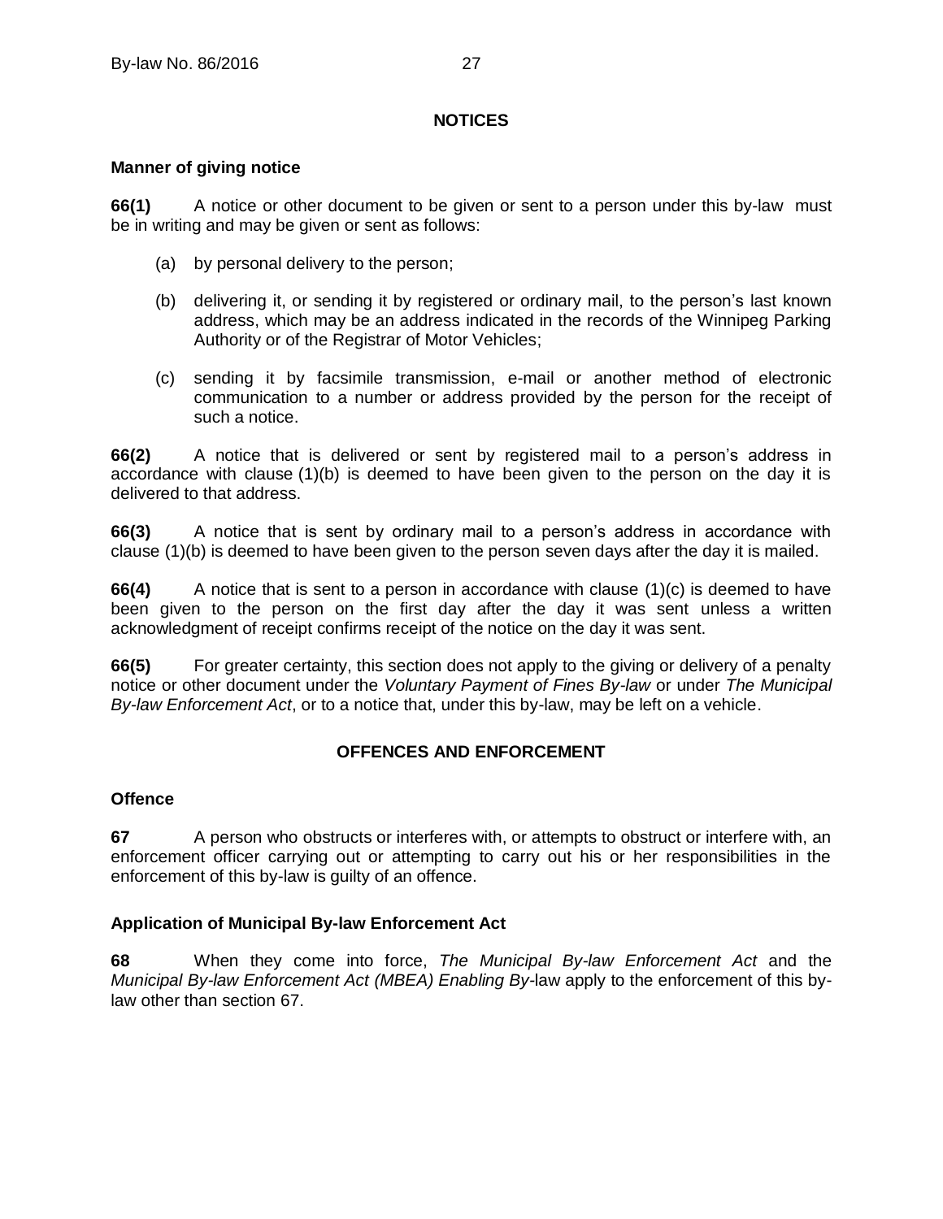## NOTICES

### Manner of giving notice

**66(1)** A notice or other document to be given or sent to a person under this by-law must be in writing and may be given or sent as follows:

(a) by personal delivery to the person;

(b) delivering it, or sending it by registered or ordinary mail, to the person's last known address, which may be an address indicated in the records of the Winnipeg Parking Authority or of the Registrar of Motor Vehicles;

(c) sending it by facsimile transmission, e-mail or another method of electronic communication to a number or address provided by the person for the receipt of such a notice.

**66(2)** A notice that is delivered or sent by registered mail to a person's address in accordance with clause (1)(b) is deemed to have been given to the person on the day it is delivered to that address.

**66(3)** A notice that is sent by ordinary mail to a person's address in accordance with clause (1)(b) is deemed to have been given to the person seven days after the day it is mailed.

**66(4)** A notice that is sent to a person in accordance with clause (1)(c) is deemed to have been given to the person on the first day after the day it was sent unless a written acknowledgment of receipt confirms receipt of the notice on the day it was sent.

**66(5)** For greater certainty, this section does not apply to the giving or delivery of a penalty notice or other document under the *Voluntary Payment of Fines By-law* or under *The Municipal By-law Enforcement Act*, or to a notice that, under this by-law, may be left on a vehicle.

## OFFENCES AND ENFORCEMENT

### Offence

**67** A person who obstructs or interferes with, or attempts to obstruct or interfere with, an enforcement officer carrying out or attempting to carry out his or her responsibilities in the enforcement of this by-law is guilty of an offence.

### Application of Municipal By-law Enforcement Act

**68** When they come into force, *The Municipal By-law Enforcement Act* and the *Municipal By-law Enforcement Act (MBEA) Enabling By*-law apply to the enforcement of this by-law other than section 67.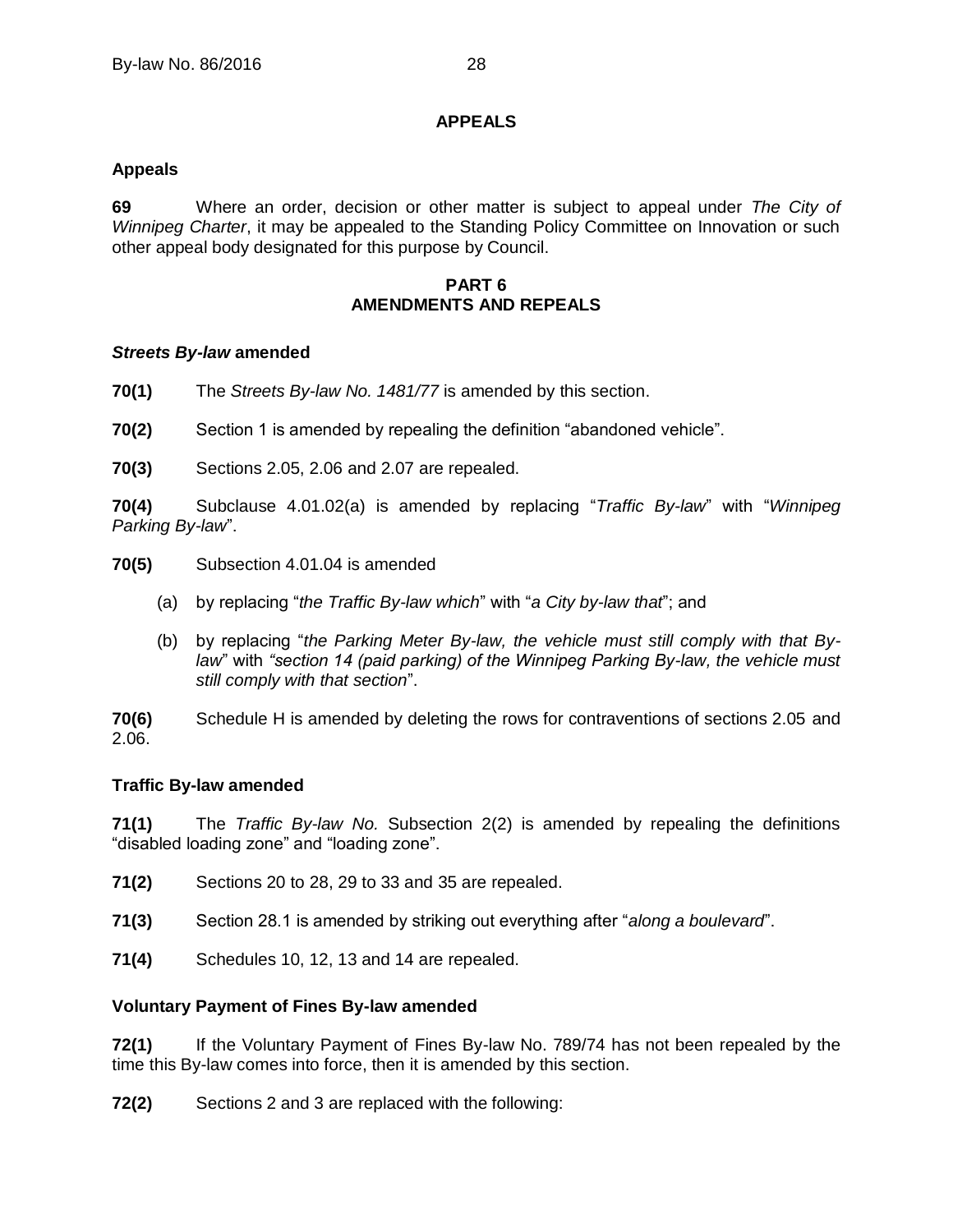**APPEALS**

**Appeals**

**69** Where an order, decision or other matter is subject to appeal under *The City of Winnipeg Charter*, it may be appealed to the Standing Policy Committee on Innovation or such other appeal body designated for this purpose by Council.

## PART 6
## AMENDMENTS AND REPEALS

***Streets By-law* amended**

**70(1)** The *Streets By-law No. 1481/77* is amended by this section.

**70(2)** Section 1 is amended by repealing the definition "abandoned vehicle".

**70(3)** Sections 2.05, 2.06 and 2.07 are repealed.

**70(4)** Subclause 4.01.02(a) is amended by replacing "*Traffic By-law*" with "*Winnipeg Parking By-law*".

**70(5)** Subsection 4.01.04 is amended

(a) by replacing "*the Traffic By-law which*" with "*a City by-law that*"; and

(b) by replacing "*the Parking Meter By-law, the vehicle must still comply with that By-law*" with "*section 14 (paid parking) of the Winnipeg Parking By-law, the vehicle must still comply with that section*".

**70(6)** Schedule H is amended by deleting the rows for contraventions of sections 2.05 and 2.06.

**Traffic By-law amended**

**71(1)** The *Traffic By-law No.* Subsection 2(2) is amended by repealing the definitions "disabled loading zone" and "loading zone".

**71(2)** Sections 20 to 28, 29 to 33 and 35 are repealed.

**71(3)** Section 28.1 is amended by striking out everything after "*along a boulevard*".

**71(4)** Schedules 10, 12, 13 and 14 are repealed.

**Voluntary Payment of Fines By-law amended**

**72(1)** If the Voluntary Payment of Fines By-law No. 789/74 has not been repealed by the time this By-law comes into force, then it is amended by this section.

**72(2)** Sections 2 and 3 are replaced with the following: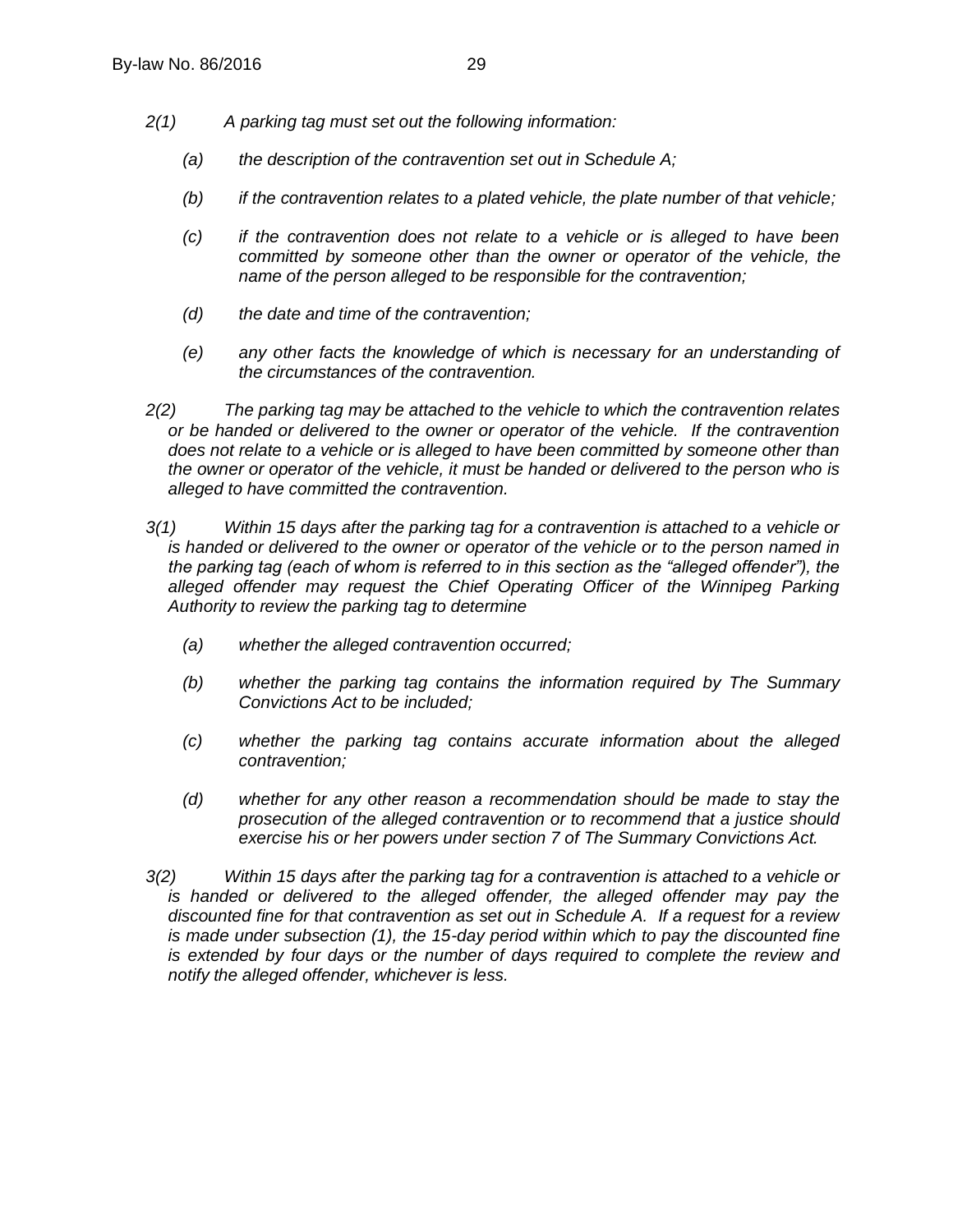*2(1) A parking tag must set out the following information:*

*(a) the description of the contravention set out in Schedule A;*

*(b) if the contravention relates to a plated vehicle, the plate number of that vehicle;*

*(c) if the contravention does not relate to a vehicle or is alleged to have been committed by someone other than the owner or operator of the vehicle, the name of the person alleged to be responsible for the contravention;*

*(d) the date and time of the contravention;*

*(e) any other facts the knowledge of which is necessary for an understanding of the circumstances of the contravention.*

*2(2) The parking tag may be attached to the vehicle to which the contravention relates or be handed or delivered to the owner or operator of the vehicle. If the contravention does not relate to a vehicle or is alleged to have been committed by someone other than the owner or operator of the vehicle, it must be handed or delivered to the person who is alleged to have committed the contravention.*

*3(1) Within 15 days after the parking tag for a contravention is attached to a vehicle or is handed or delivered to the owner or operator of the vehicle or to the person named in the parking tag (each of whom is referred to in this section as the "alleged offender"), the alleged offender may request the Chief Operating Officer of the Winnipeg Parking Authority to review the parking tag to determine*

*(a) whether the alleged contravention occurred;*

*(b) whether the parking tag contains the information required by The Summary Convictions Act to be included;*

*(c) whether the parking tag contains accurate information about the alleged contravention;*

*(d) whether for any other reason a recommendation should be made to stay the prosecution of the alleged contravention or to recommend that a justice should exercise his or her powers under section 7 of The Summary Convictions Act.*

*3(2) Within 15 days after the parking tag for a contravention is attached to a vehicle or is handed or delivered to the alleged offender, the alleged offender may pay the discounted fine for that contravention as set out in Schedule A. If a request for a review is made under subsection (1), the 15-day period within which to pay the discounted fine is extended by four days or the number of days required to complete the review and notify the alleged offender, whichever is less.*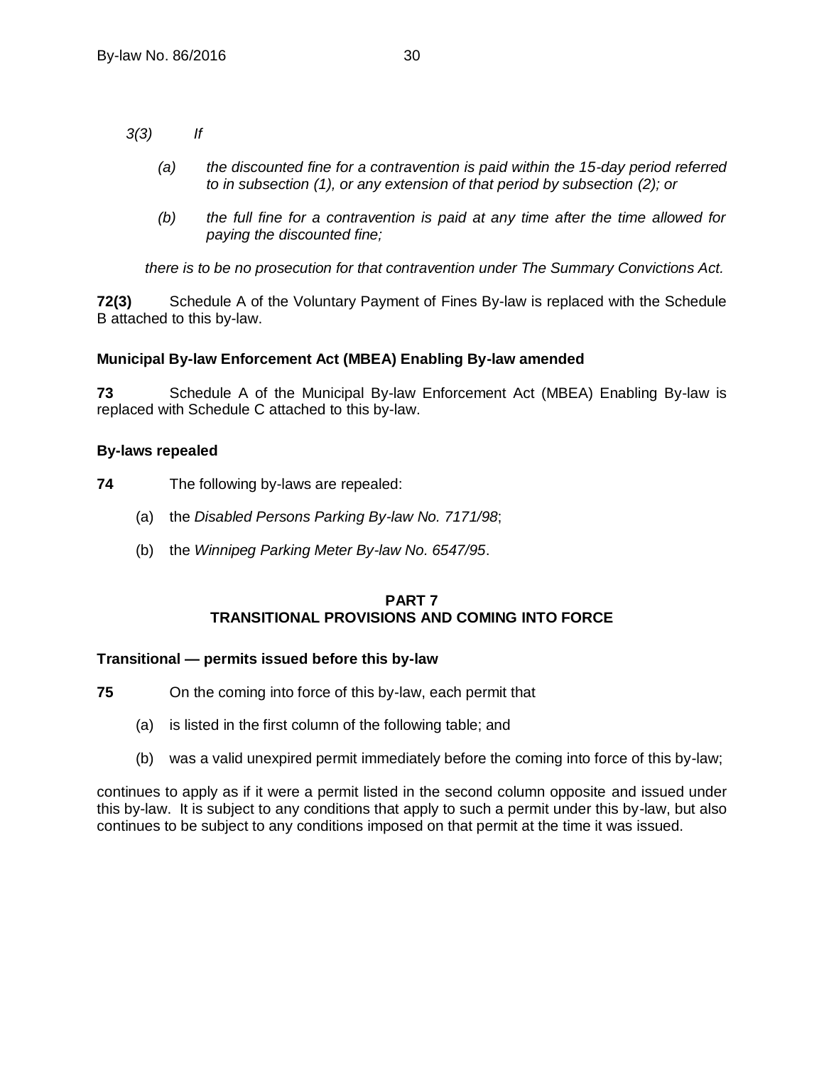*3(3) If*

*(a) the discounted fine for a contravention is paid within the 15-day period referred to in subsection (1), or any extension of that period by subsection (2); or*

*(b) the full fine for a contravention is paid at any time after the time allowed for paying the discounted fine;*

*there is to be no prosecution for that contravention under The Summary Convictions Act.*

**72(3)** Schedule A of the Voluntary Payment of Fines By-law is replaced with the Schedule B attached to this by-law.

**Municipal By-law Enforcement Act (MBEA) Enabling By-law amended**

**73** Schedule A of the Municipal By-law Enforcement Act (MBEA) Enabling By-law is replaced with Schedule C attached to this by-law.

**By-laws repealed**

**74** The following by-laws are repealed:

(a) the *Disabled Persons Parking By-law No. 7171/98*;

(b) the *Winnipeg Parking Meter By-law No. 6547/95*.

## PART 7
## TRANSITIONAL PROVISIONS AND COMING INTO FORCE

**Transitional — permits issued before this by-law**

**75** On the coming into force of this by-law, each permit that

(a) is listed in the first column of the following table; and

(b) was a valid unexpired permit immediately before the coming into force of this by-law;

continues to apply as if it were a permit listed in the second column opposite and issued under this by-law. It is subject to any conditions that apply to such a permit under this by-law, but also continues to be subject to any conditions imposed on that permit at the time it was issued.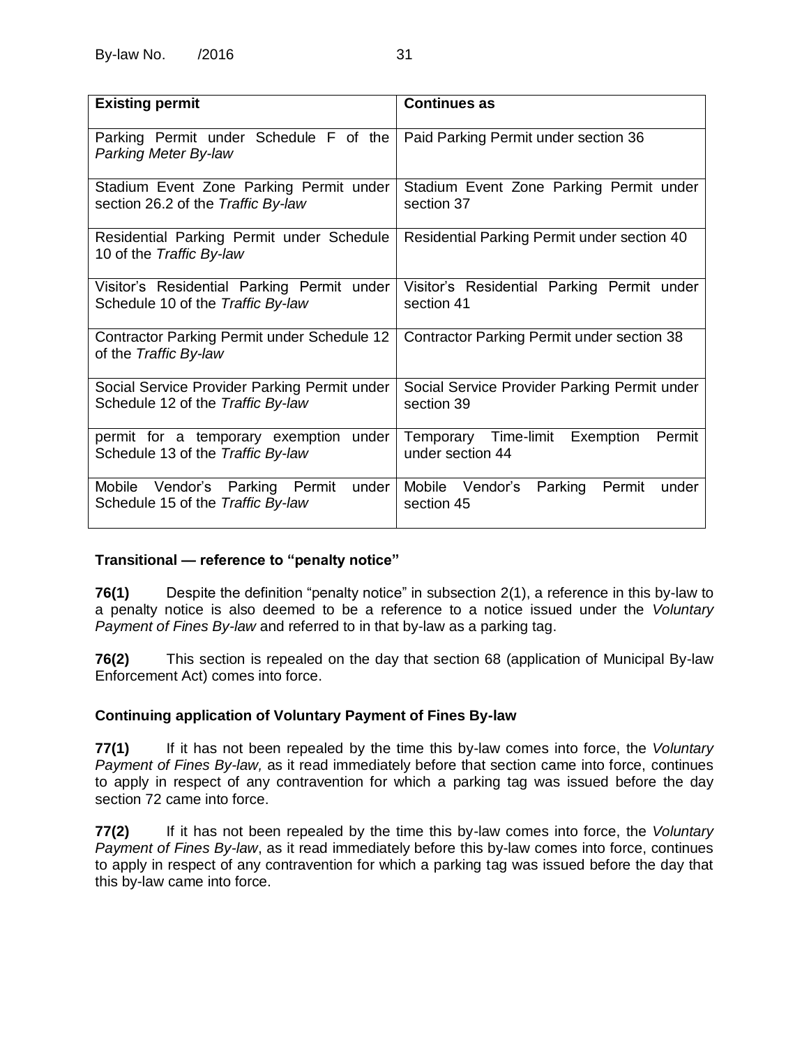| Existing permit | Continues as |
|---|---|
| Parking Permit under Schedule F of the *Parking Meter By-law* | Paid Parking Permit under section 36 |
| Stadium Event Zone Parking Permit under section 26.2 of the *Traffic By-law* | Stadium Event Zone Parking Permit under section 37 |
| Residential Parking Permit under Schedule 10 of the *Traffic By-law* | Residential Parking Permit under section 40 |
| Visitor's Residential Parking Permit under Schedule 10 of the *Traffic By-law* | Visitor's Residential Parking Permit under section 41 |
| Contractor Parking Permit under Schedule 12 of the *Traffic By-law* | Contractor Parking Permit under section 38 |
| Social Service Provider Parking Permit under Schedule 12 of the *Traffic By-law* | Social Service Provider Parking Permit under section 39 |
| permit for a temporary exemption under Schedule 13 of the *Traffic By-law* | Temporary Time-limit Exemption Permit under section 44 |
| Mobile Vendor's Parking Permit under Schedule 15 of the *Traffic By-law* | Mobile Vendor's Parking Permit under section 45 |

**Transitional — reference to "penalty notice"**

**76(1)** Despite the definition "penalty notice" in subsection 2(1), a reference in this by-law to a penalty notice is also deemed to be a reference to a notice issued under the *Voluntary Payment of Fines By-law* and referred to in that by-law as a parking tag.

**76(2)** This section is repealed on the day that section 68 (application of Municipal By-law Enforcement Act) comes into force.

**Continuing application of Voluntary Payment of Fines By-law**

**77(1)** If it has not been repealed by the time this by-law comes into force, the *Voluntary Payment of Fines By-law,* as it read immediately before that section came into force, continues to apply in respect of any contravention for which a parking tag was issued before the day section 72 came into force.

**77(2)** If it has not been repealed by the time this by-law comes into force, the *Voluntary Payment of Fines By-law*, as it read immediately before this by-law comes into force, continues to apply in respect of any contravention for which a parking tag was issued before the day that this by-law came into force.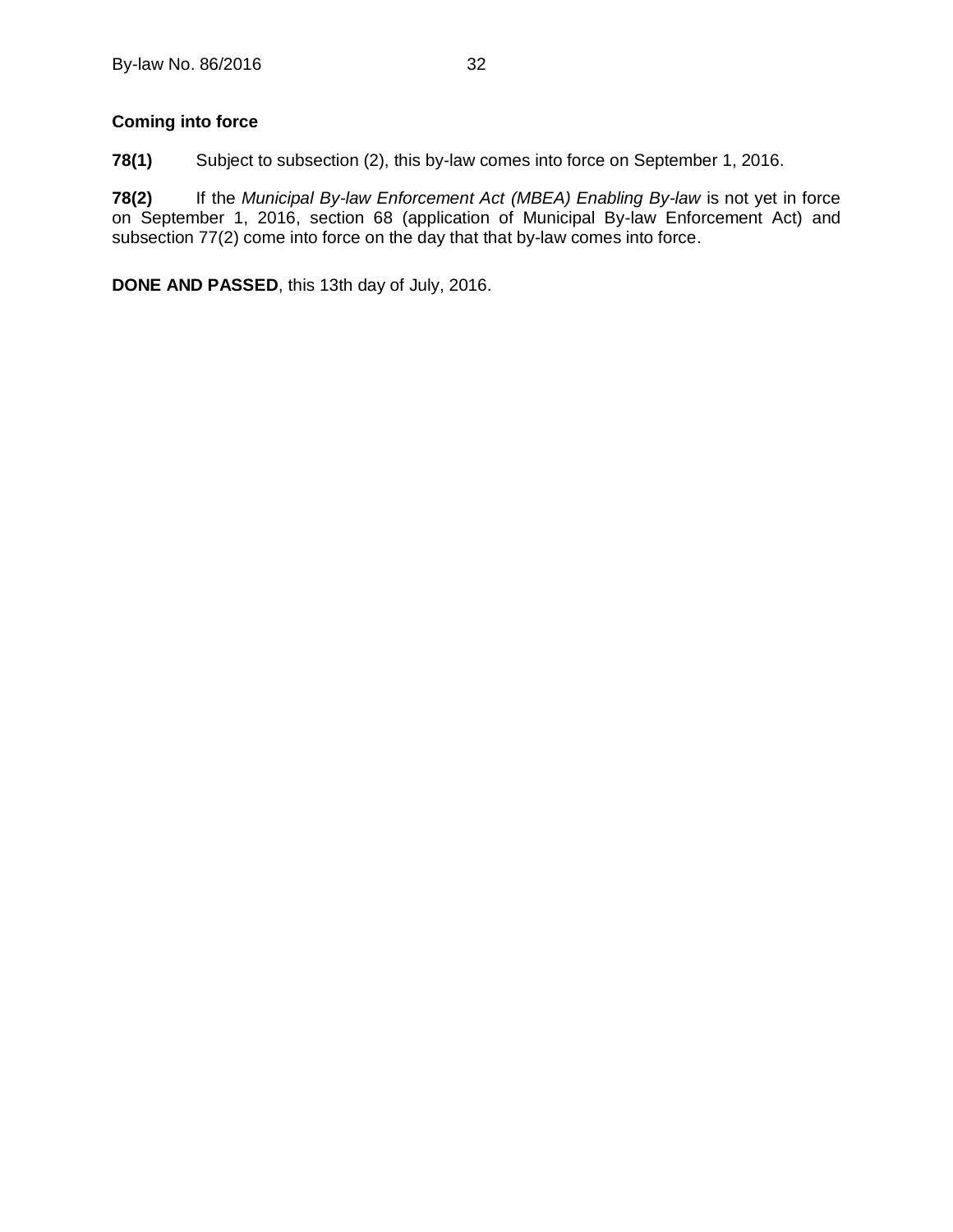**Coming into force**

**78(1)** Subject to subsection (2), this by-law comes into force on September 1, 2016.

**78(2)** If the *Municipal By-law Enforcement Act (MBEA) Enabling By-law* is not yet in force on September 1, 2016, section 68 (application of Municipal By-law Enforcement Act) and subsection 77(2) come into force on the day that that by-law comes into force.

**DONE AND PASSED**, this 13th day of July, 2016.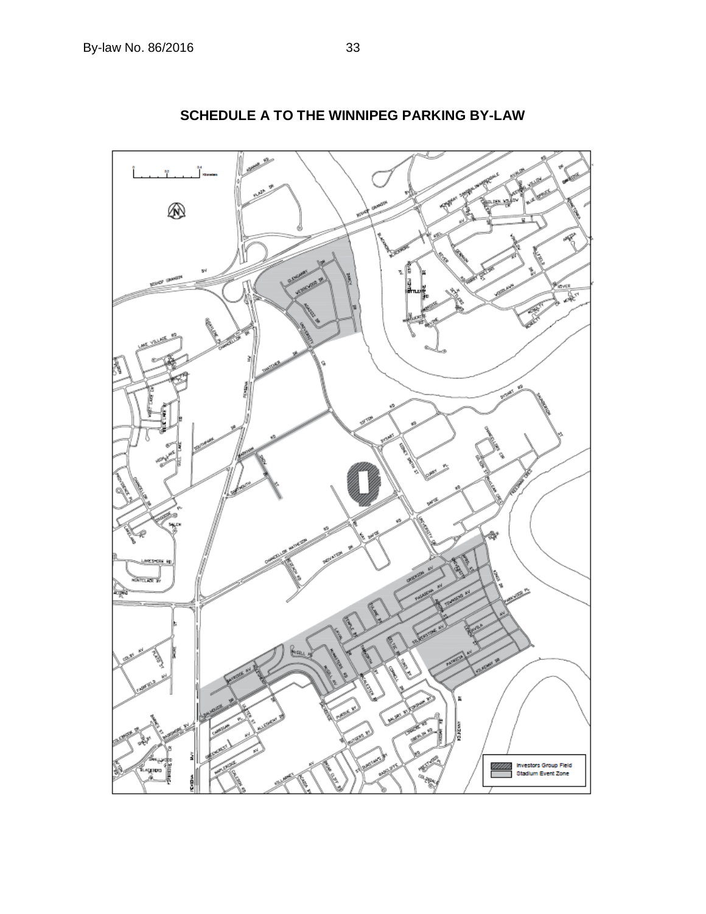# SCHEDULE A TO THE WINNIPEG PARKING BY-LAW

Investors Group Field

Stadium Event Zone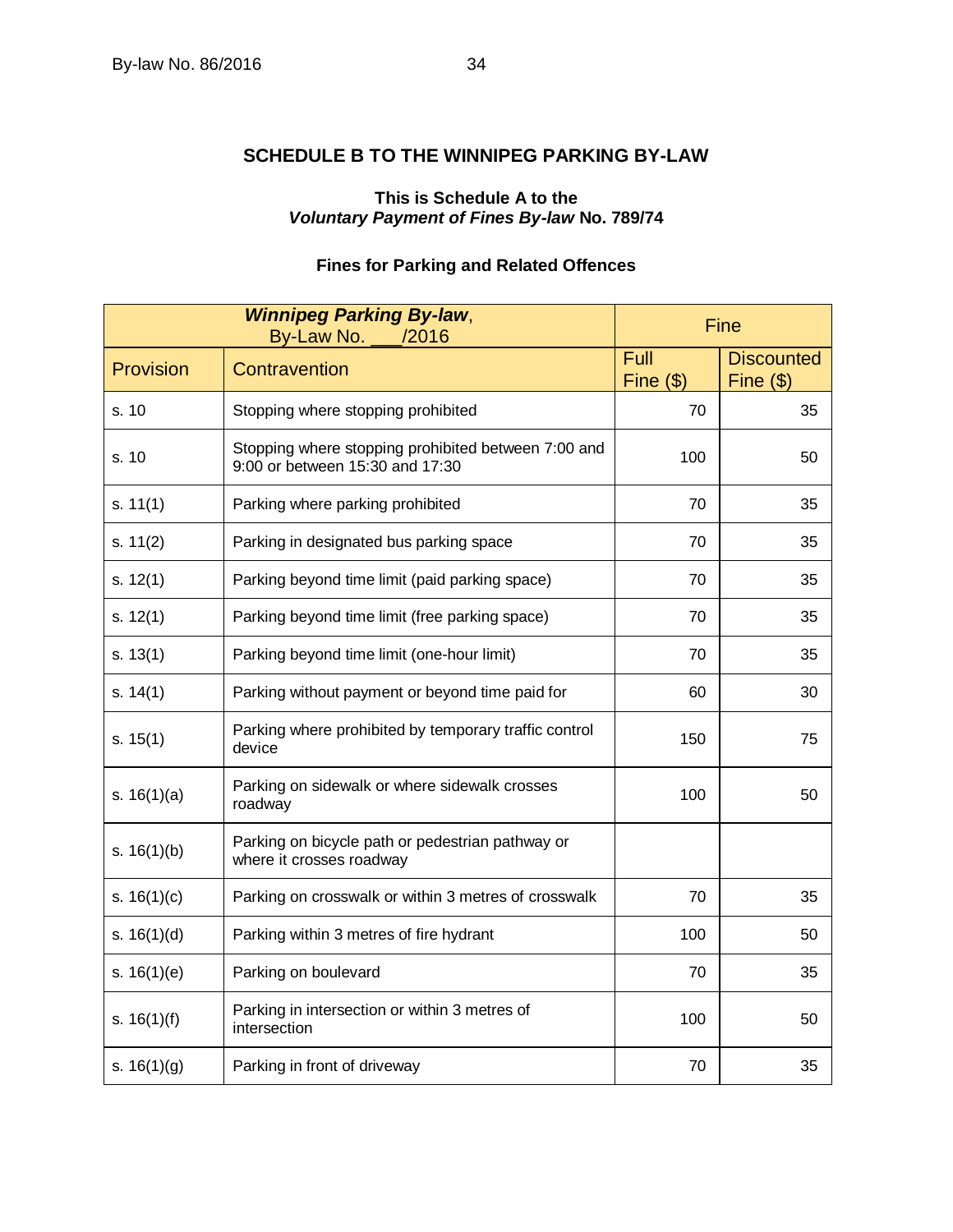## SCHEDULE B TO THE WINNIPEG PARKING BY-LAW

**This is Schedule A to the *Voluntary Payment of Fines By-law* No. 789/74**

**Fines for Parking and Related Offences**

| ***Winnipeg Parking By-law*, By-Law No. ___/2016** | | Fine | |
|---|---|---|---|
| Provision | Contravention | Full Fine ($) | Discounted Fine ($) |
| s. 10 | Stopping where stopping prohibited | 70 | 35 |
| s. 10 | Stopping where stopping prohibited between 7:00 and 9:00 or between 15:30 and 17:30 | 100 | 50 |
| s. 11(1) | Parking where parking prohibited | 70 | 35 |
| s. 11(2) | Parking in designated bus parking space | 70 | 35 |
| s. 12(1) | Parking beyond time limit (paid parking space) | 70 | 35 |
| s. 12(1) | Parking beyond time limit (free parking space) | 70 | 35 |
| s. 13(1) | Parking beyond time limit (one-hour limit) | 70 | 35 |
| s. 14(1) | Parking without payment or beyond time paid for | 60 | 30 |
| s. 15(1) | Parking where prohibited by temporary traffic control device | 150 | 75 |
| s. 16(1)(a) | Parking on sidewalk or where sidewalk crosses roadway | 100 | 50 |
| s. 16(1)(b) | Parking on bicycle path or pedestrian pathway or where it crosses roadway | | |
| s. 16(1)(c) | Parking on crosswalk or within 3 metres of crosswalk | 70 | 35 |
| s. 16(1)(d) | Parking within 3 metres of fire hydrant | 100 | 50 |
| s. 16(1)(e) | Parking on boulevard | 70 | 35 |
| s. 16(1)(f) | Parking in intersection or within 3 metres of intersection | 100 | 50 |
| s. 16(1)(g) | Parking in front of driveway | 70 | 35 |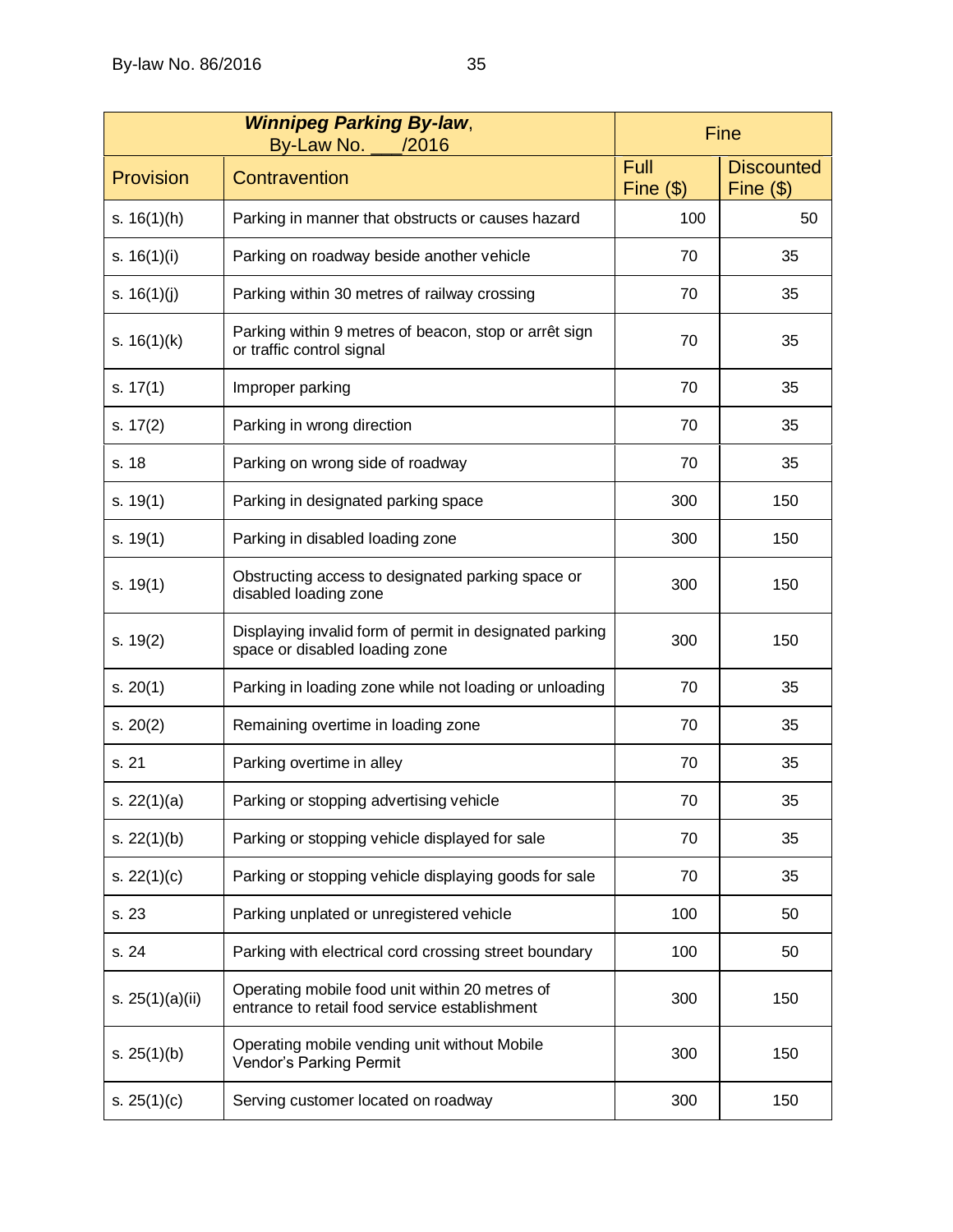| ***Winnipeg Parking By-law***, By-Law No. ___/2016 | | Fine | |
|---|---|---|---|
| Provision | Contravention | Full Fine ($) | Discounted Fine ($) |
| s. 16(1)(h) | Parking in manner that obstructs or causes hazard | 100 | 50 |
| s. 16(1)(i) | Parking on roadway beside another vehicle | 70 | 35 |
| s. 16(1)(j) | Parking within 30 metres of railway crossing | 70 | 35 |
| s. 16(1)(k) | Parking within 9 metres of beacon, stop or arrêt sign or traffic control signal | 70 | 35 |
| s. 17(1) | Improper parking | 70 | 35 |
| s. 17(2) | Parking in wrong direction | 70 | 35 |
| s. 18 | Parking on wrong side of roadway | 70 | 35 |
| s. 19(1) | Parking in designated parking space | 300 | 150 |
| s. 19(1) | Parking in disabled loading zone | 300 | 150 |
| s. 19(1) | Obstructing access to designated parking space or disabled loading zone | 300 | 150 |
| s. 19(2) | Displaying invalid form of permit in designated parking space or disabled loading zone | 300 | 150 |
| s. 20(1) | Parking in loading zone while not loading or unloading | 70 | 35 |
| s. 20(2) | Remaining overtime in loading zone | 70 | 35 |
| s. 21 | Parking overtime in alley | 70 | 35 |
| s. 22(1)(a) | Parking or stopping advertising vehicle | 70 | 35 |
| s. 22(1)(b) | Parking or stopping vehicle displayed for sale | 70 | 35 |
| s. 22(1)(c) | Parking or stopping vehicle displaying goods for sale | 70 | 35 |
| s. 23 | Parking unplated or unregistered vehicle | 100 | 50 |
| s. 24 | Parking with electrical cord crossing street boundary | 100 | 50 |
| s. 25(1)(a)(ii) | Operating mobile food unit within 20 metres of entrance to retail food service establishment | 300 | 150 |
| s. 25(1)(b) | Operating mobile vending unit without Mobile Vendor's Parking Permit | 300 | 150 |
| s. 25(1)(c) | Serving customer located on roadway | 300 | 150 |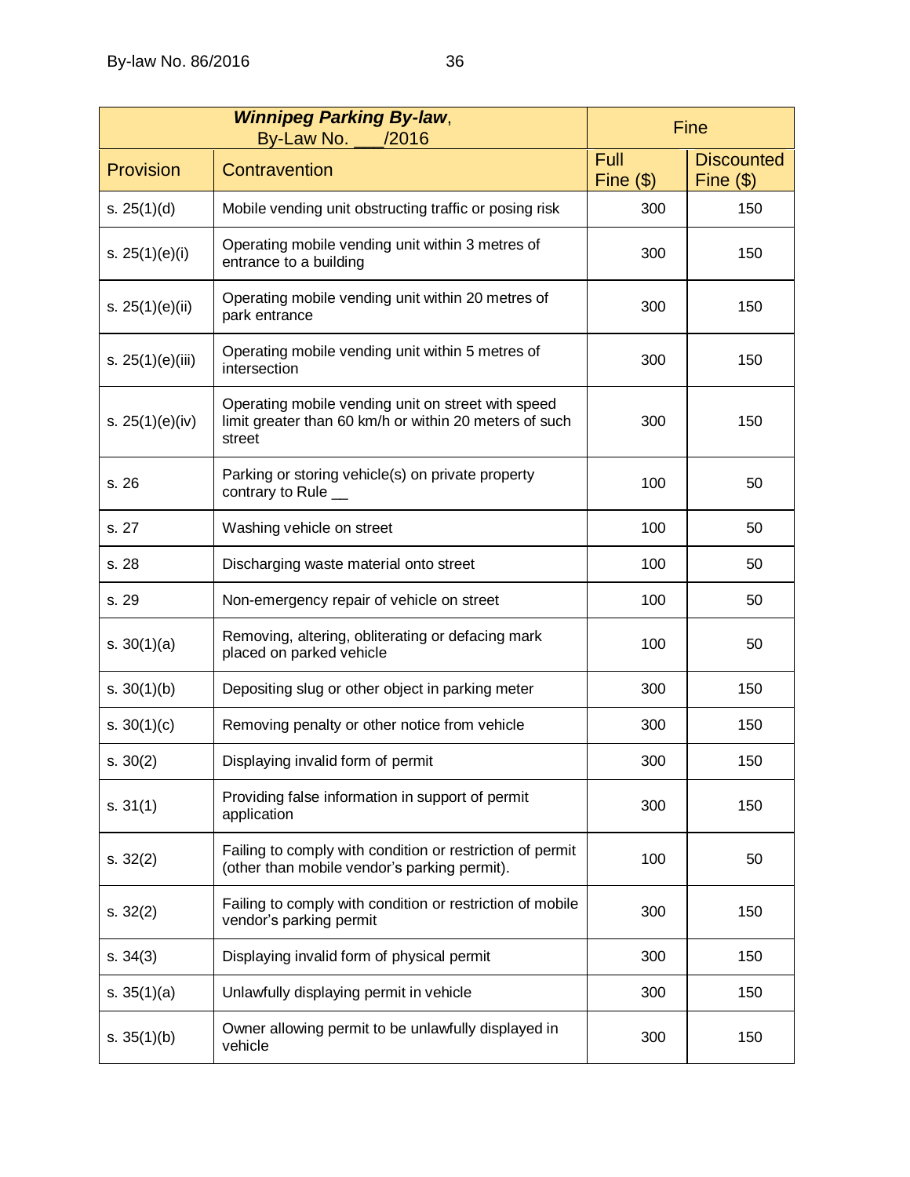| ***Winnipeg Parking By-law***, By-Law No. ___/2016 | | Fine | |
|---|---|---|---|
| Provision | Contravention | Full Fine ($) | Discounted Fine ($) |
| s. 25(1)(d) | Mobile vending unit obstructing traffic or posing risk | 300 | 150 |
| s. 25(1)(e)(i) | Operating mobile vending unit within 3 metres of entrance to a building | 300 | 150 |
| s. 25(1)(e)(ii) | Operating mobile vending unit within 20 metres of park entrance | 300 | 150 |
| s. 25(1)(e)(iii) | Operating mobile vending unit within 5 metres of intersection | 300 | 150 |
| s. 25(1)(e)(iv) | Operating mobile vending unit on street with speed limit greater than 60 km/h or within 20 meters of such street | 300 | 150 |
| s. 26 | Parking or storing vehicle(s) on private property contrary to Rule __ | 100 | 50 |
| s. 27 | Washing vehicle on street | 100 | 50 |
| s. 28 | Discharging waste material onto street | 100 | 50 |
| s. 29 | Non-emergency repair of vehicle on street | 100 | 50 |
| s. 30(1)(a) | Removing, altering, obliterating or defacing mark placed on parked vehicle | 100 | 50 |
| s. 30(1)(b) | Depositing slug or other object in parking meter | 300 | 150 |
| s. 30(1)(c) | Removing penalty or other notice from vehicle | 300 | 150 |
| s. 30(2) | Displaying invalid form of permit | 300 | 150 |
| s. 31(1) | Providing false information in support of permit application | 300 | 150 |
| s. 32(2) | Failing to comply with condition or restriction of permit (other than mobile vendor's parking permit). | 100 | 50 |
| s. 32(2) | Failing to comply with condition or restriction of mobile vendor's parking permit | 300 | 150 |
| s. 34(3) | Displaying invalid form of physical permit | 300 | 150 |
| s. 35(1)(a) | Unlawfully displaying permit in vehicle | 300 | 150 |
| s. 35(1)(b) | Owner allowing permit to be unlawfully displayed in vehicle | 300 | 150 |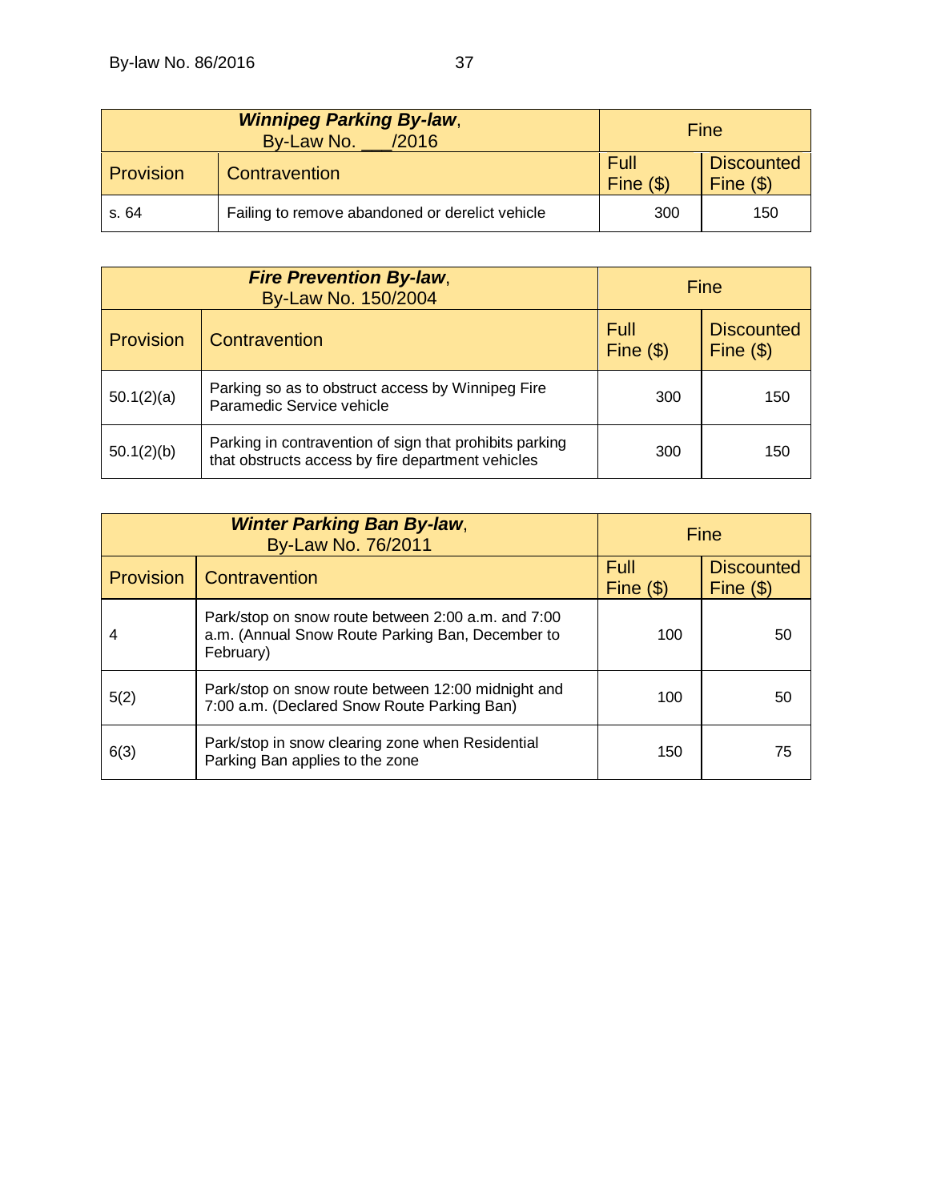| ***Winnipeg Parking By-law***, By-Law No. ___/2016 | | Fine | |
|---|---|---|---|
| Provision | Contravention | Full Fine ($) | Discounted Fine ($) |
| s. 64 | Failing to remove abandoned or derelict vehicle | 300 | 150 |

| ***Fire Prevention By-law***, By-Law No. 150/2004 | | Fine | |
|---|---|---|---|
| Provision | Contravention | Full Fine ($) | Discounted Fine ($) |
| 50.1(2)(a) | Parking so as to obstruct access by Winnipeg Fire Paramedic Service vehicle | 300 | 150 |
| 50.1(2)(b) | Parking in contravention of sign that prohibits parking that obstructs access by fire department vehicles | 300 | 150 |

| ***Winter Parking Ban By-law***, By-Law No. 76/2011 | | Fine | |
|---|---|---|---|
| Provision | Contravention | Full Fine ($) | Discounted Fine ($) |
| 4 | Park/stop on snow route between 2:00 a.m. and 7:00 a.m. (Annual Snow Route Parking Ban, December to February) | 100 | 50 |
| 5(2) | Park/stop on snow route between 12:00 midnight and 7:00 a.m. (Declared Snow Route Parking Ban) | 100 | 50 |
| 6(3) | Park/stop in snow clearing zone when Residential Parking Ban applies to the zone | 150 | 75 |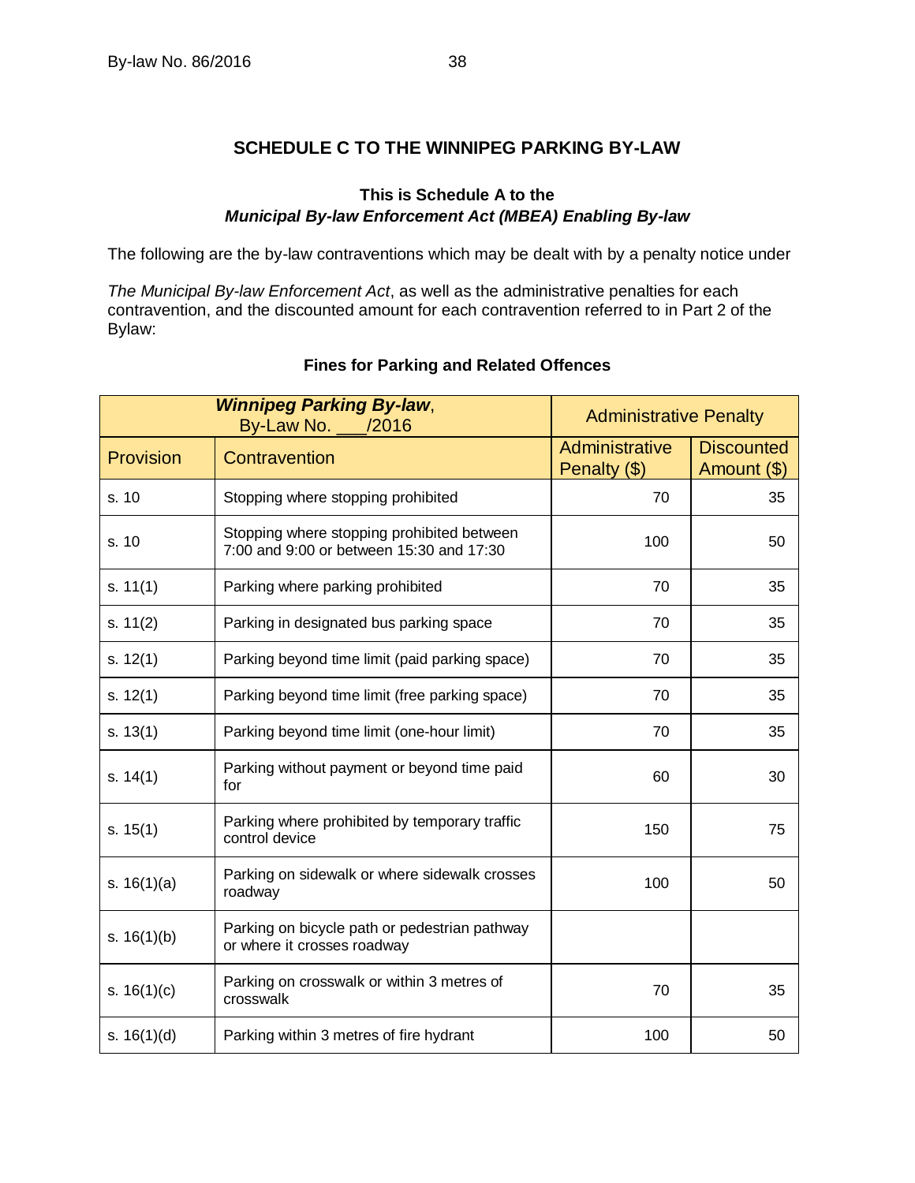## SCHEDULE C TO THE WINNIPEG PARKING BY-LAW

### This is Schedule A to the *Municipal By-law Enforcement Act (MBEA) Enabling By-law*

The following are the by-law contraventions which may be dealt with by a penalty notice under

*The Municipal By-law Enforcement Act*, as well as the administrative penalties for each contravention, and the discounted amount for each contravention referred to in Part 2 of the Bylaw:

**Fines for Parking and Related Offences**

| ***Winnipeg Parking By-law***, By-Law No. ___/2016 | | Administrative Penalty | |
|---|---|---|---|
| Provision | Contravention | Administrative Penalty ($) | Discounted Amount ($) |
| s. 10 | Stopping where stopping prohibited | 70 | 35 |
| s. 10 | Stopping where stopping prohibited between 7:00 and 9:00 or between 15:30 and 17:30 | 100 | 50 |
| s. 11(1) | Parking where parking prohibited | 70 | 35 |
| s. 11(2) | Parking in designated bus parking space | 70 | 35 |
| s. 12(1) | Parking beyond time limit (paid parking space) | 70 | 35 |
| s. 12(1) | Parking beyond time limit (free parking space) | 70 | 35 |
| s. 13(1) | Parking beyond time limit (one-hour limit) | 70 | 35 |
| s. 14(1) | Parking without payment or beyond time paid for | 60 | 30 |
| s. 15(1) | Parking where prohibited by temporary traffic control device | 150 | 75 |
| s. 16(1)(a) | Parking on sidewalk or where sidewalk crosses roadway | 100 | 50 |
| s. 16(1)(b) | Parking on bicycle path or pedestrian pathway or where it crosses roadway | | |
| s. 16(1)(c) | Parking on crosswalk or within 3 metres of crosswalk | 70 | 35 |
| s. 16(1)(d) | Parking within 3 metres of fire hydrant | 100 | 50 |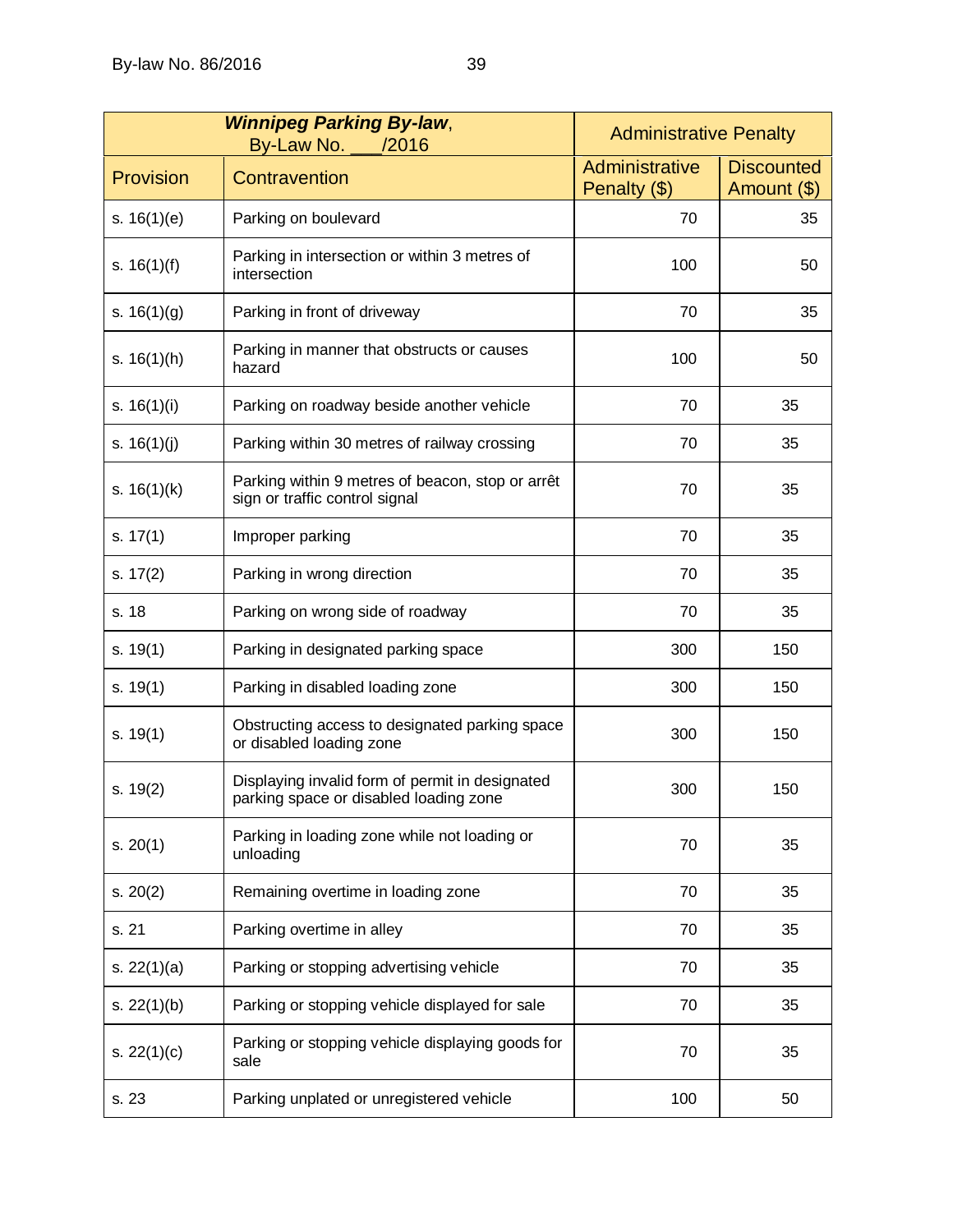| ***Winnipeg Parking By-law***, By-Law No. ___/2016 | | Administrative Penalty | |
|---|---|---|---|
| Provision | Contravention | Administrative Penalty ($) | Discounted Amount ($) |
| s. 16(1)(e) | Parking on boulevard | 70 | 35 |
| s. 16(1)(f) | Parking in intersection or within 3 metres of intersection | 100 | 50 |
| s. 16(1)(g) | Parking in front of driveway | 70 | 35 |
| s. 16(1)(h) | Parking in manner that obstructs or causes hazard | 100 | 50 |
| s. 16(1)(i) | Parking on roadway beside another vehicle | 70 | 35 |
| s. 16(1)(j) | Parking within 30 metres of railway crossing | 70 | 35 |
| s. 16(1)(k) | Parking within 9 metres of beacon, stop or arrêt sign or traffic control signal | 70 | 35 |
| s. 17(1) | Improper parking | 70 | 35 |
| s. 17(2) | Parking in wrong direction | 70 | 35 |
| s. 18 | Parking on wrong side of roadway | 70 | 35 |
| s. 19(1) | Parking in designated parking space | 300 | 150 |
| s. 19(1) | Parking in disabled loading zone | 300 | 150 |
| s. 19(1) | Obstructing access to designated parking space or disabled loading zone | 300 | 150 |
| s. 19(2) | Displaying invalid form of permit in designated parking space or disabled loading zone | 300 | 150 |
| s. 20(1) | Parking in loading zone while not loading or unloading | 70 | 35 |
| s. 20(2) | Remaining overtime in loading zone | 70 | 35 |
| s. 21 | Parking overtime in alley | 70 | 35 |
| s. 22(1)(a) | Parking or stopping advertising vehicle | 70 | 35 |
| s. 22(1)(b) | Parking or stopping vehicle displayed for sale | 70 | 35 |
| s. 22(1)(c) | Parking or stopping vehicle displaying goods for sale | 70 | 35 |
| s. 23 | Parking unplated or unregistered vehicle | 100 | 50 |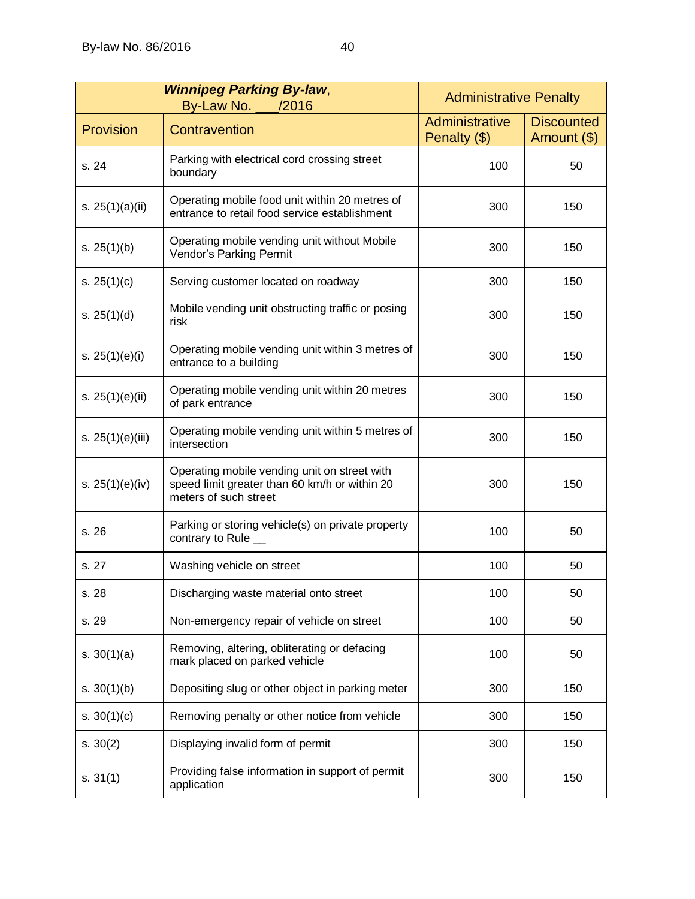| ***Winnipeg Parking By-law***, By-Law No. \_\_\_/2016 | | Administrative Penalty | |
|---|---|---|---|
| Provision | Contravention | Administrative Penalty ($) | Discounted Amount ($) |
| s. 24 | Parking with electrical cord crossing street boundary | 100 | 50 |
| s. 25(1)(a)(ii) | Operating mobile food unit within 20 metres of entrance to retail food service establishment | 300 | 150 |
| s. 25(1)(b) | Operating mobile vending unit without Mobile Vendor's Parking Permit | 300 | 150 |
| s. 25(1)(c) | Serving customer located on roadway | 300 | 150 |
| s. 25(1)(d) | Mobile vending unit obstructing traffic or posing risk | 300 | 150 |
| s. 25(1)(e)(i) | Operating mobile vending unit within 3 metres of entrance to a building | 300 | 150 |
| s. 25(1)(e)(ii) | Operating mobile vending unit within 20 metres of park entrance | 300 | 150 |
| s. 25(1)(e)(iii) | Operating mobile vending unit within 5 metres of intersection | 300 | 150 |
| s. 25(1)(e)(iv) | Operating mobile vending unit on street with speed limit greater than 60 km/h or within 20 meters of such street | 300 | 150 |
| s. 26 | Parking or storing vehicle(s) on private property contrary to Rule \_\_ | 100 | 50 |
| s. 27 | Washing vehicle on street | 100 | 50 |
| s. 28 | Discharging waste material onto street | 100 | 50 |
| s. 29 | Non-emergency repair of vehicle on street | 100 | 50 |
| s. 30(1)(a) | Removing, altering, obliterating or defacing mark placed on parked vehicle | 100 | 50 |
| s. 30(1)(b) | Depositing slug or other object in parking meter | 300 | 150 |
| s. 30(1)(c) | Removing penalty or other notice from vehicle | 300 | 150 |
| s. 30(2) | Displaying invalid form of permit | 300 | 150 |
| s. 31(1) | Providing false information in support of permit application | 300 | 150 |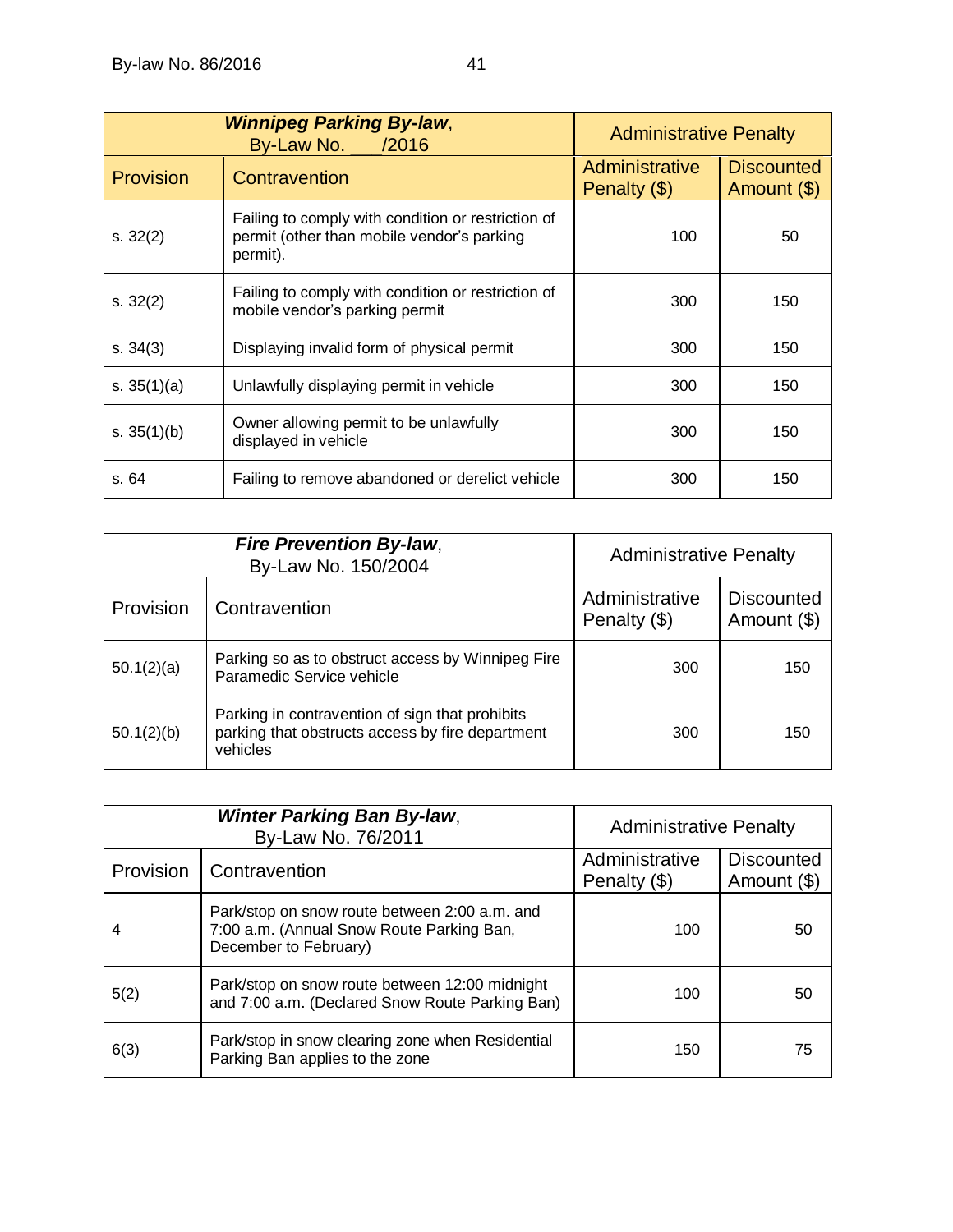| ***Winnipeg Parking By-law*,** By-Law No. ___/2016 | | Administrative Penalty | |
|---|---|---|---|
| Provision | Contravention | Administrative Penalty ($) | Discounted Amount ($) |
| s. 32(2) | Failing to comply with condition or restriction of permit (other than mobile vendor's parking permit). | 100 | 50 |
| s. 32(2) | Failing to comply with condition or restriction of mobile vendor's parking permit | 300 | 150 |
| s. 34(3) | Displaying invalid form of physical permit | 300 | 150 |
| s. 35(1)(a) | Unlawfully displaying permit in vehicle | 300 | 150 |
| s. 35(1)(b) | Owner allowing permit to be unlawfully displayed in vehicle | 300 | 150 |
| s. 64 | Failing to remove abandoned or derelict vehicle | 300 | 150 |

| ***Fire Prevention By-law*,** By-Law No. 150/2004 | | Administrative Penalty | |
|---|---|---|---|
| Provision | Contravention | Administrative Penalty ($) | Discounted Amount ($) |
| 50.1(2)(a) | Parking so as to obstruct access by Winnipeg Fire Paramedic Service vehicle | 300 | 150 |
| 50.1(2)(b) | Parking in contravention of sign that prohibits parking that obstructs access by fire department vehicles | 300 | 150 |

| ***Winter Parking Ban By-law*,** By-Law No. 76/2011 | | Administrative Penalty | |
|---|---|---|---|
| Provision | Contravention | Administrative Penalty ($) | Discounted Amount ($) |
| 4 | Park/stop on snow route between 2:00 a.m. and 7:00 a.m. (Annual Snow Route Parking Ban, December to February) | 100 | 50 |
| 5(2) | Park/stop on snow route between 12:00 midnight and 7:00 a.m. (Declared Snow Route Parking Ban) | 100 | 50 |
| 6(3) | Park/stop in snow clearing zone when Residential Parking Ban applies to the zone | 150 | 75 |